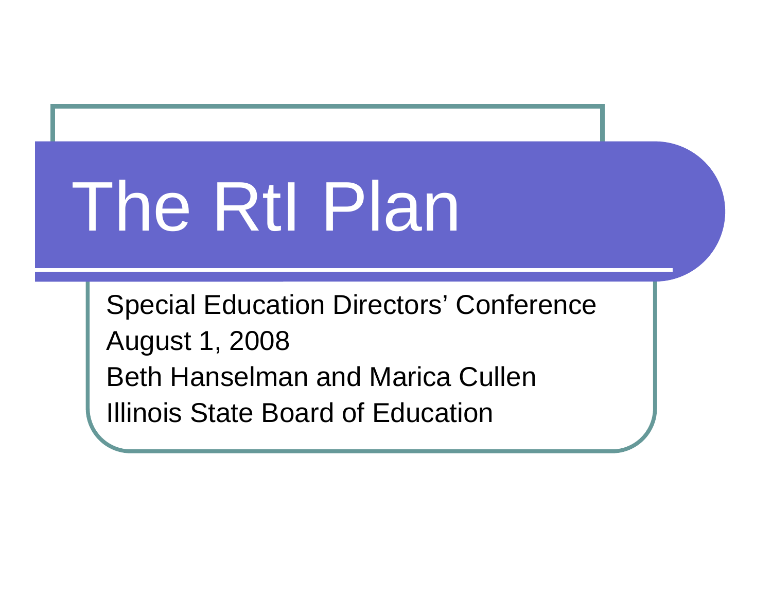# The RtI Plan

Special Education Directors' Conference
August 1, 2008
Beth Hanselman and Marica Cullen
Illinois State Board of Education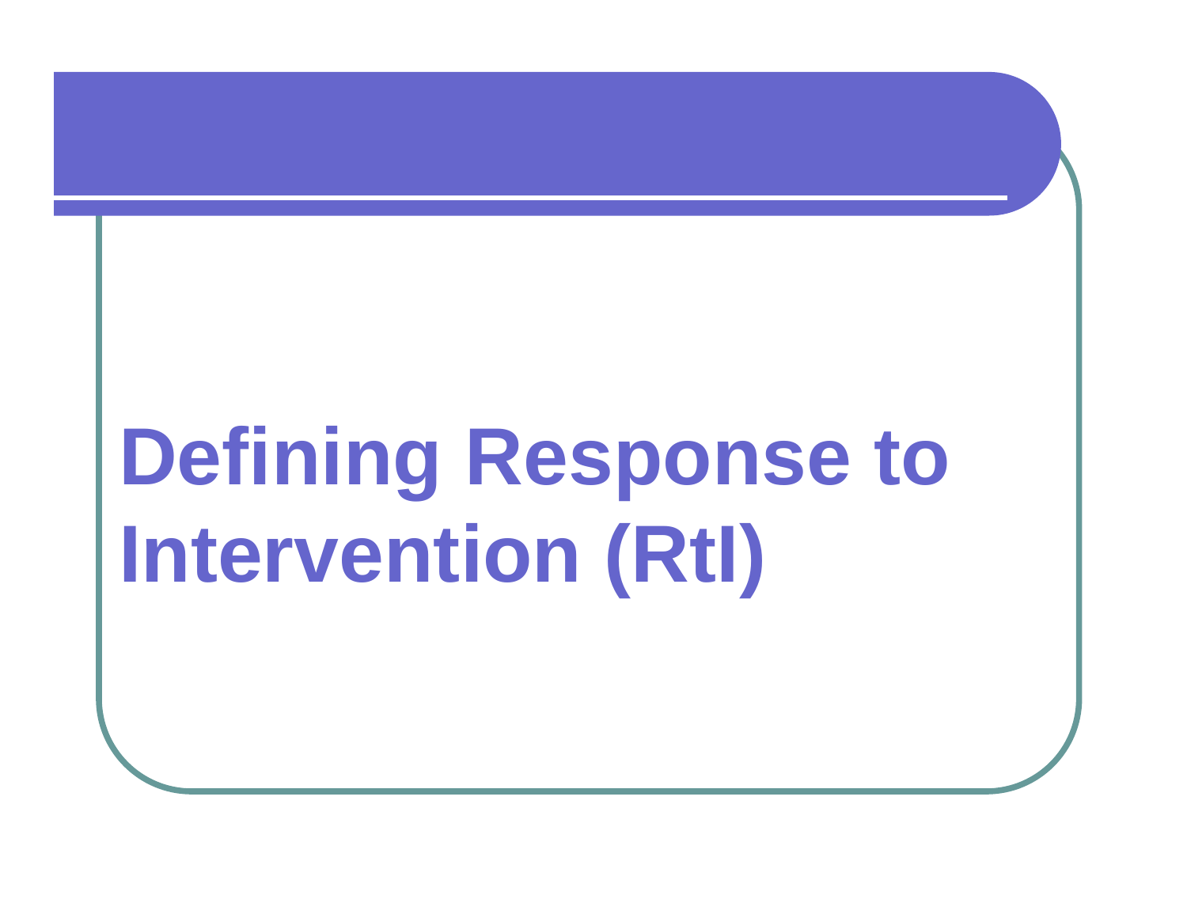# Defining Response to Intervention (RtI)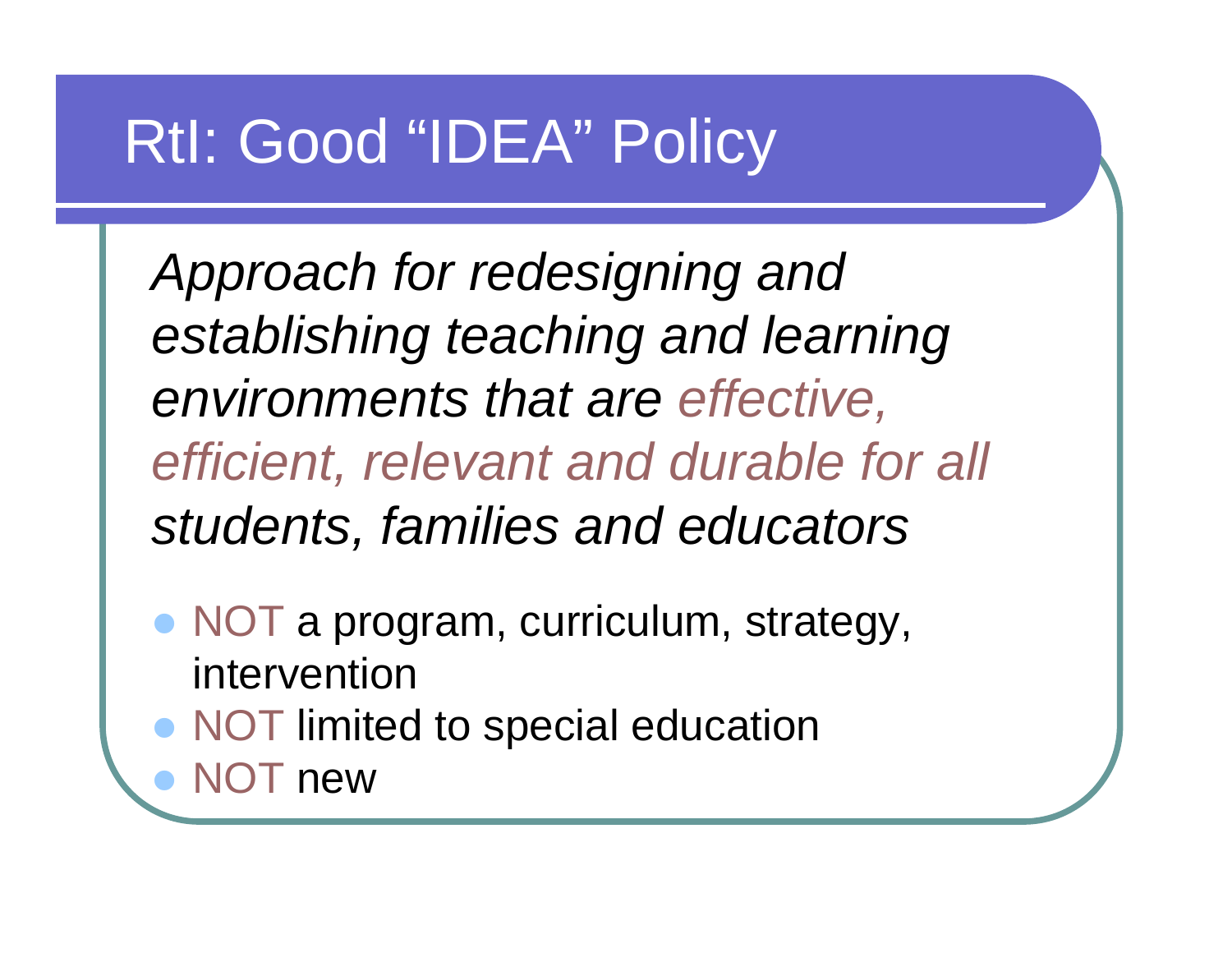# RtI: Good "IDEA" Policy

*Approach for redesigning and establishing teaching and learning environments that are effective, efficient, relevant and durable for all students, families and educators*

- NOT a program, curriculum, strategy, intervention
- NOT limited to special education
- NOT new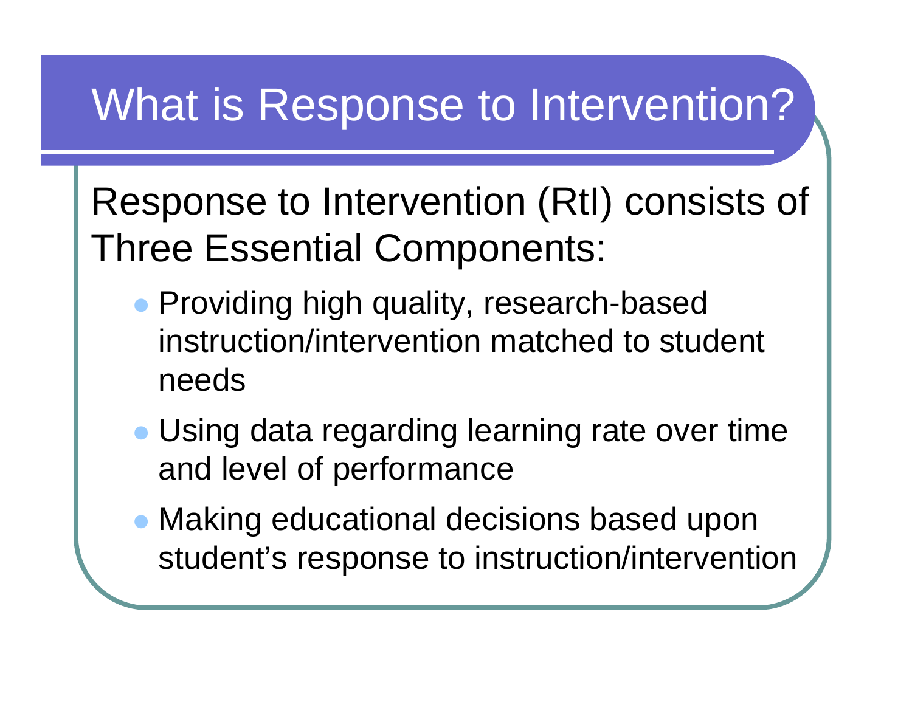# What is Response to Intervention?

Response to Intervention (RtI) consists of Three Essential Components:

- Providing high quality, research-based instruction/intervention matched to student needs
- Using data regarding learning rate over time and level of performance
- Making educational decisions based upon student's response to instruction/intervention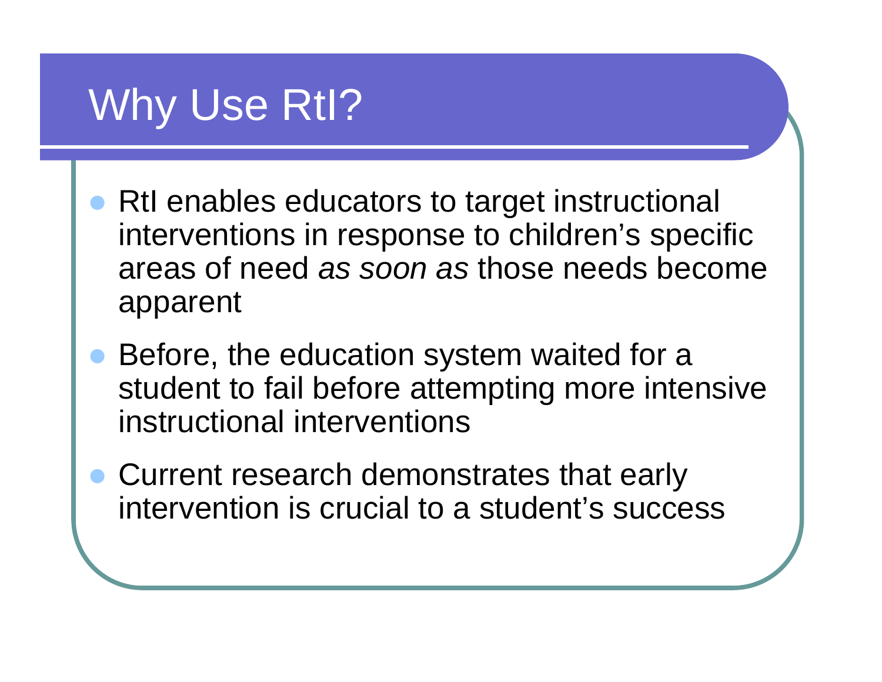# Why Use RtI?

- RtI enables educators to target instructional interventions in response to children's specific areas of need *as soon as* those needs become apparent
- Before, the education system waited for a student to fail before attempting more intensive instructional interventions
- Current research demonstrates that early intervention is crucial to a student's success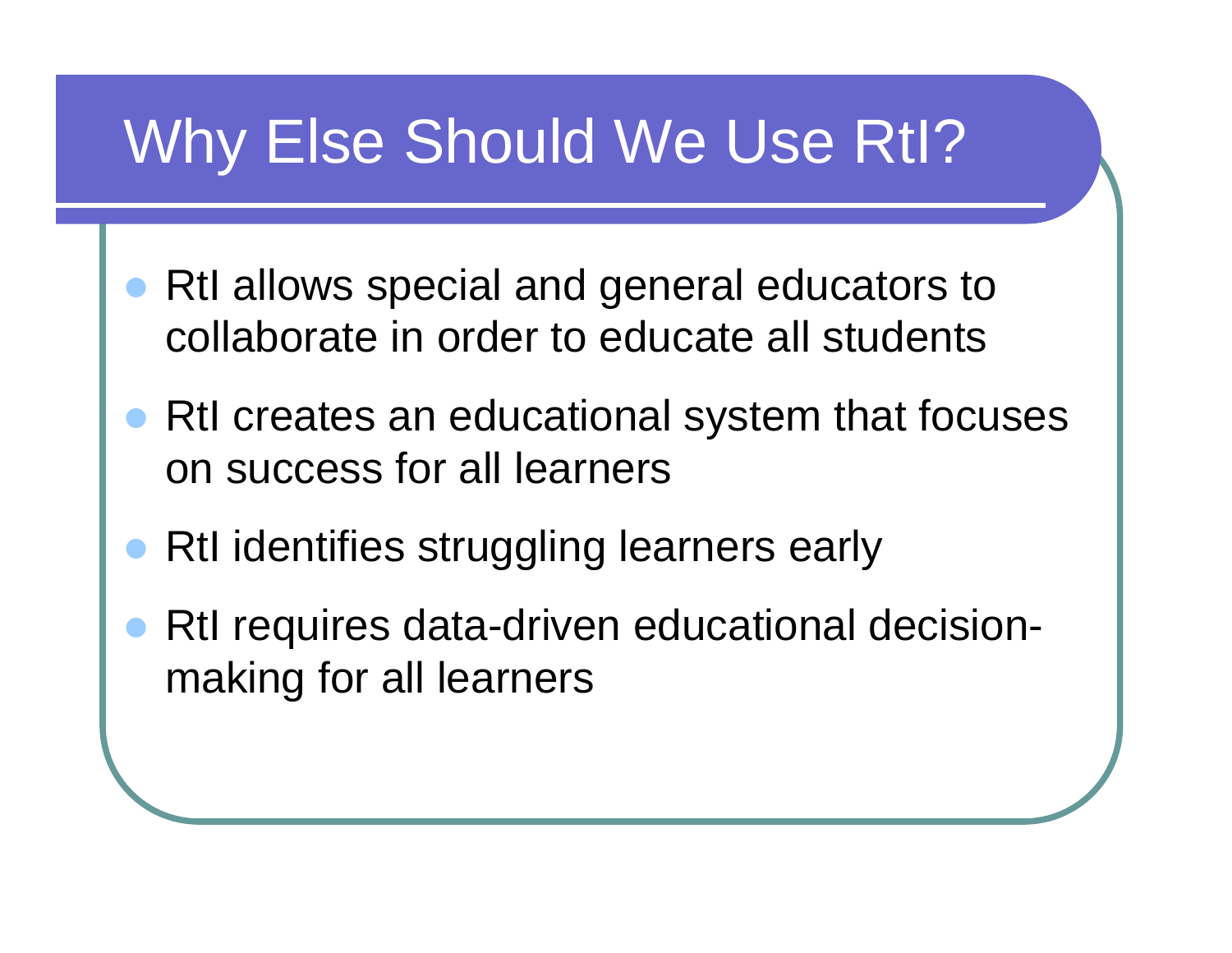# Why Else Should We Use RtI?

- RtI allows special and general educators to collaborate in order to educate all students
- RtI creates an educational system that focuses on success for all learners
- RtI identifies struggling learners early
- RtI requires data-driven educational decision-making for all learners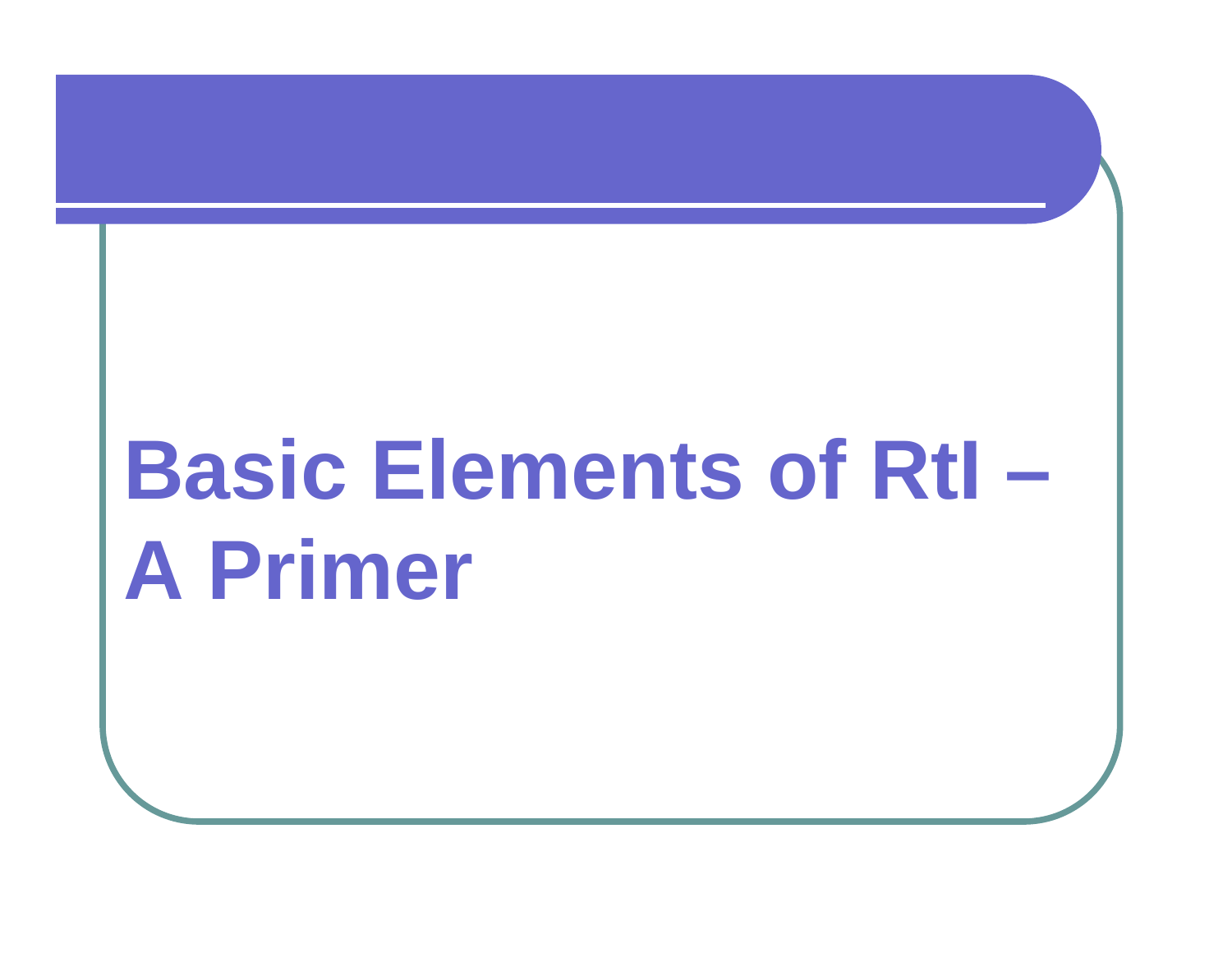# Basic Elements of RtI – A Primer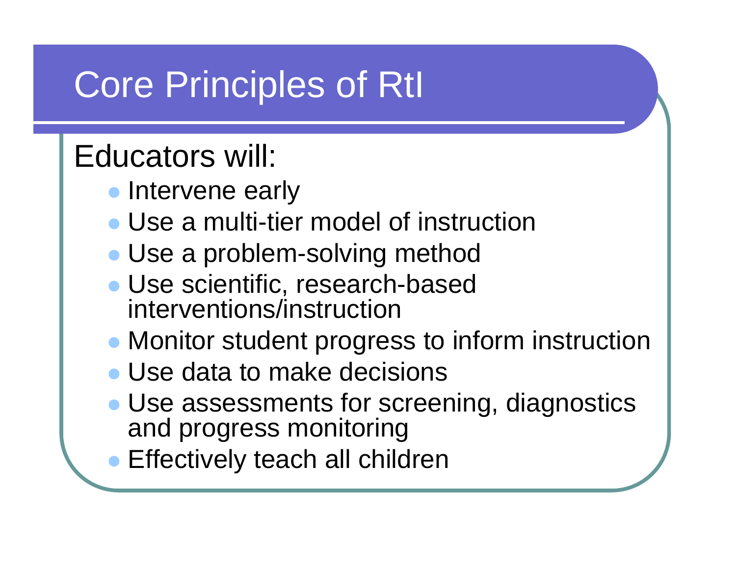# Core Principles of RtI

Educators will:

- Intervene early
- Use a multi-tier model of instruction
- Use a problem-solving method
- Use scientific, research-based interventions/instruction
- Monitor student progress to inform instruction
- Use data to make decisions
- Use assessments for screening, diagnostics and progress monitoring
- Effectively teach all children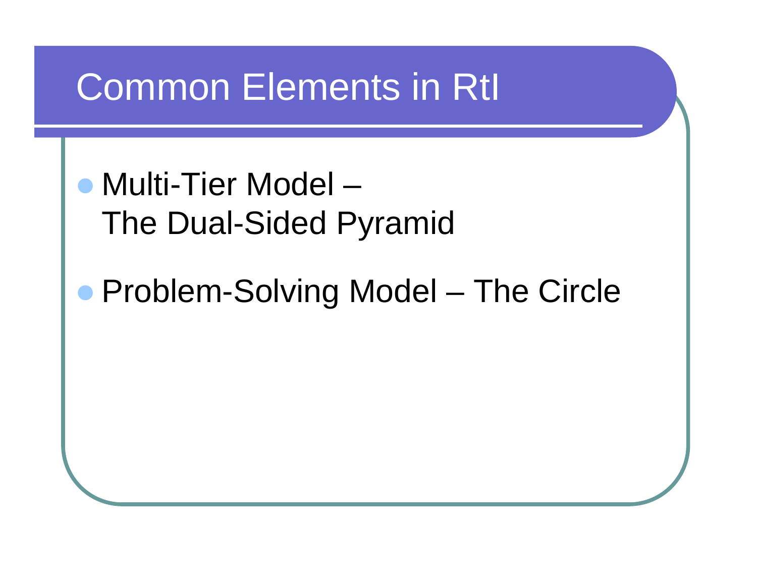# Common Elements in RtI

- Multi-Tier Model –
  The Dual-Sided Pyramid
- Problem-Solving Model – The Circle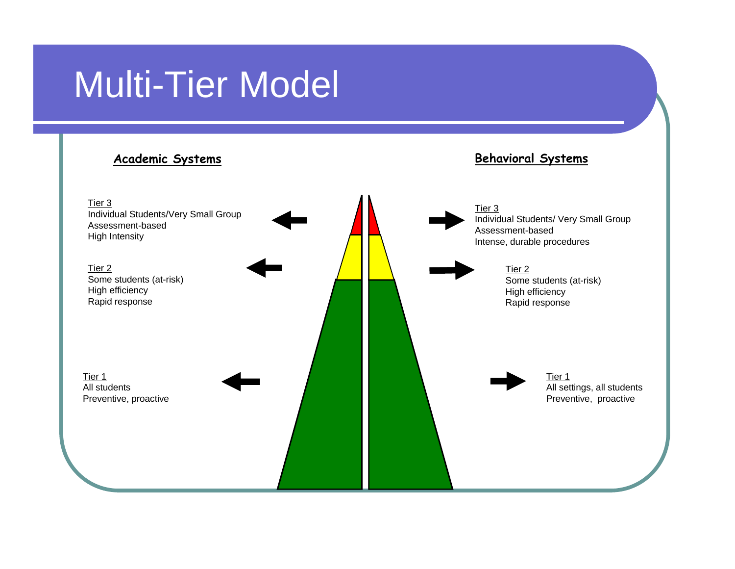# Multi-Tier Model

## Academic Systems

Tier 3
Individual Students/Very Small Group
Assessment-based
High Intensity

Tier 2
Some students (at-risk)
High efficiency
Rapid response

Tier 1
All students
Preventive, proactive

## Behavioral Systems

Tier 3
Individual Students/ Very Small Group
Assessment-based
Intense, durable procedures

Tier 2
Some students (at-risk)
High efficiency
Rapid response

Tier 1
All settings, all students
Preventive, proactive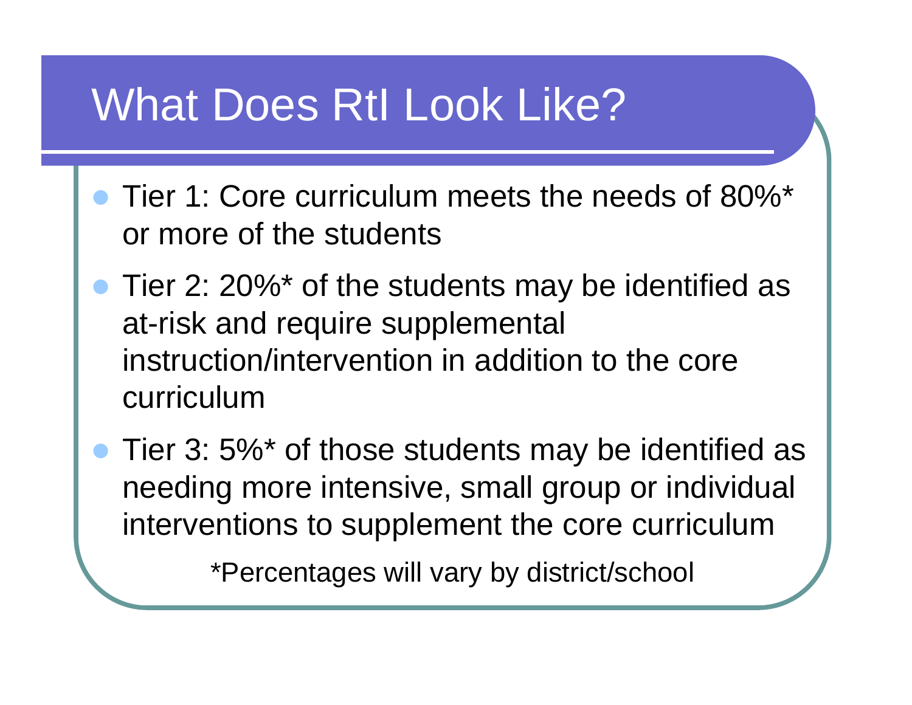# What Does RtI Look Like?

- Tier 1: Core curriculum meets the needs of 80%* or more of the students
- Tier 2: 20%* of the students may be identified as at-risk and require supplemental instruction/intervention in addition to the core curriculum
- Tier 3: 5%* of those students may be identified as needing more intensive, small group or individual interventions to supplement the core curriculum

*Percentages will vary by district/school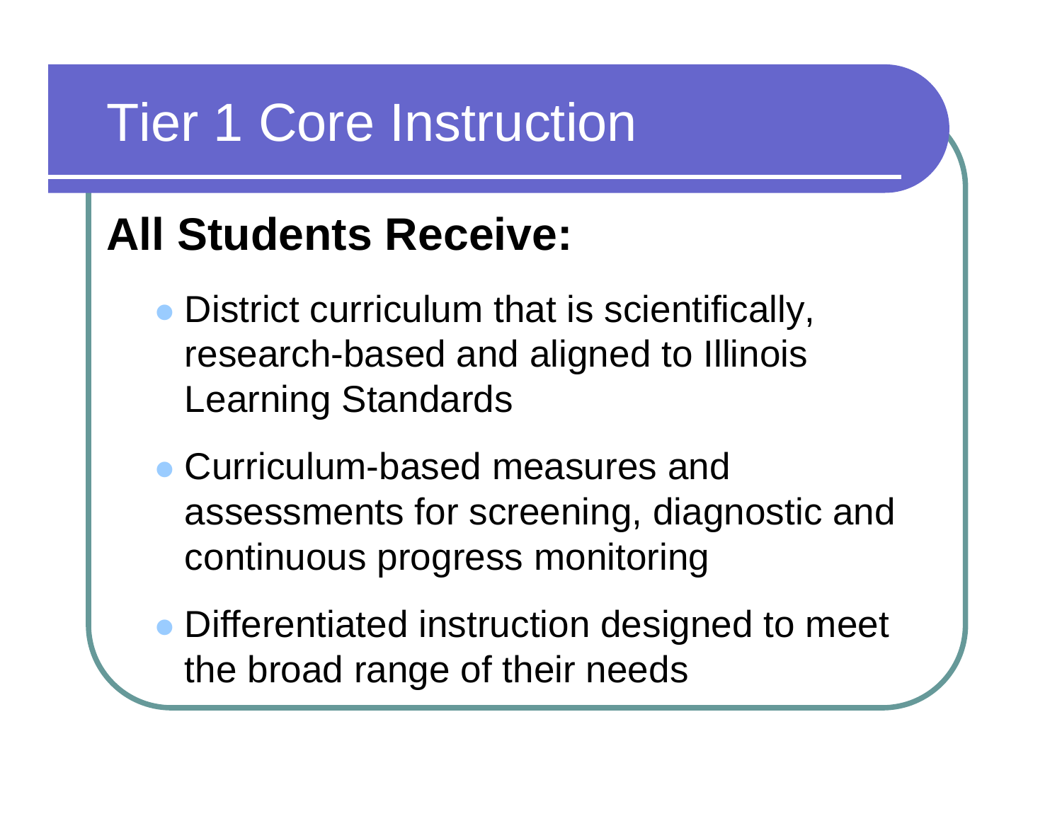# Tier 1 Core Instruction

**All Students Receive:**

- District curriculum that is scientifically, research-based and aligned to Illinois Learning Standards
- Curriculum-based measures and assessments for screening, diagnostic and continuous progress monitoring
- Differentiated instruction designed to meet the broad range of their needs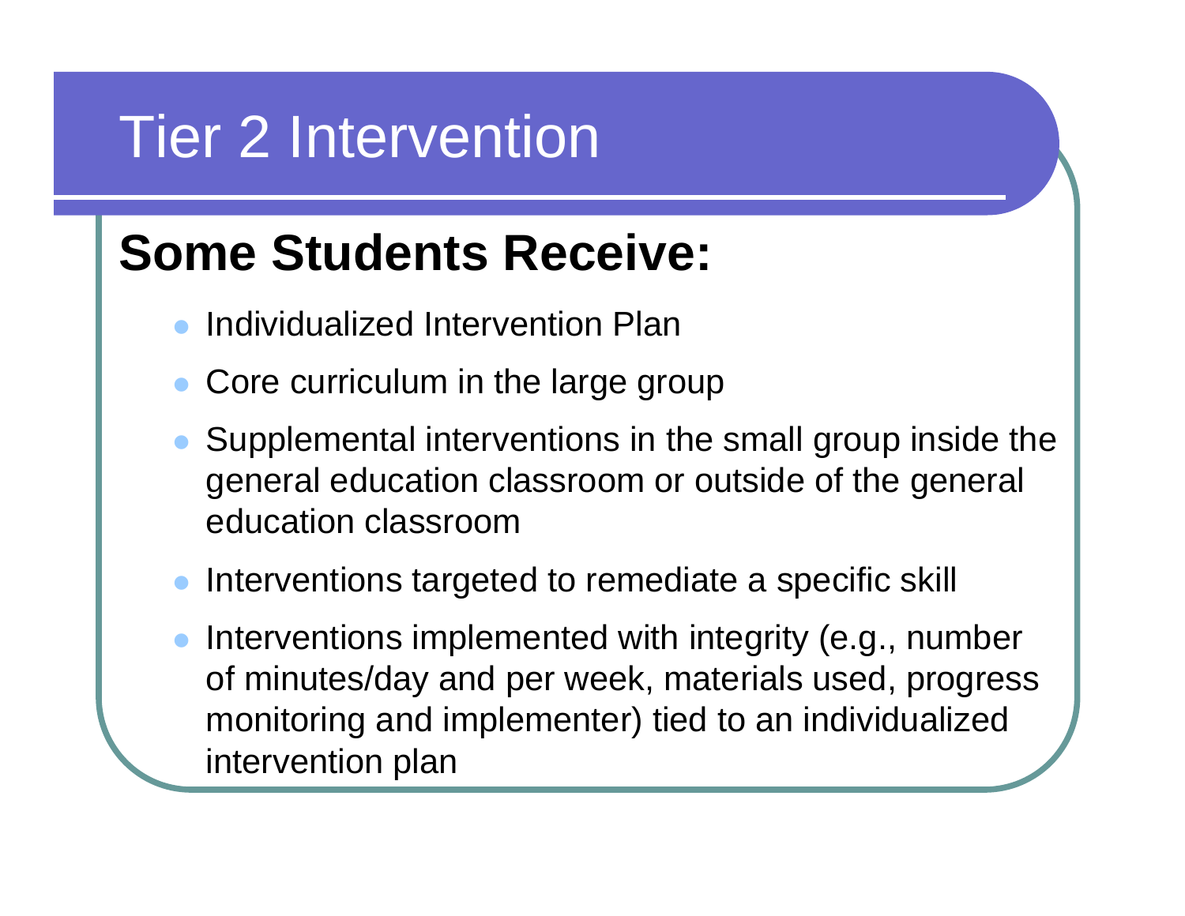# Tier 2 Intervention

## Some Students Receive:

- Individualized Intervention Plan
- Core curriculum in the large group
- Supplemental interventions in the small group inside the general education classroom or outside of the general education classroom
- Interventions targeted to remediate a specific skill
- Interventions implemented with integrity (e.g., number of minutes/day and per week, materials used, progress monitoring and implementer) tied to an individualized intervention plan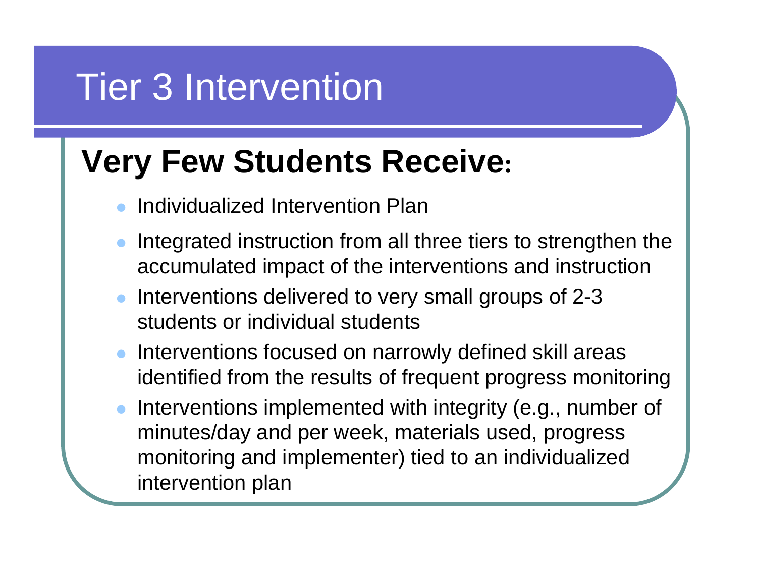# Tier 3 Intervention

## Very Few Students Receive:

- Individualized Intervention Plan
- Integrated instruction from all three tiers to strengthen the accumulated impact of the interventions and instruction
- Interventions delivered to very small groups of 2-3 students or individual students
- Interventions focused on narrowly defined skill areas identified from the results of frequent progress monitoring
- Interventions implemented with integrity (e.g., number of minutes/day and per week, materials used, progress monitoring and implementer) tied to an individualized intervention plan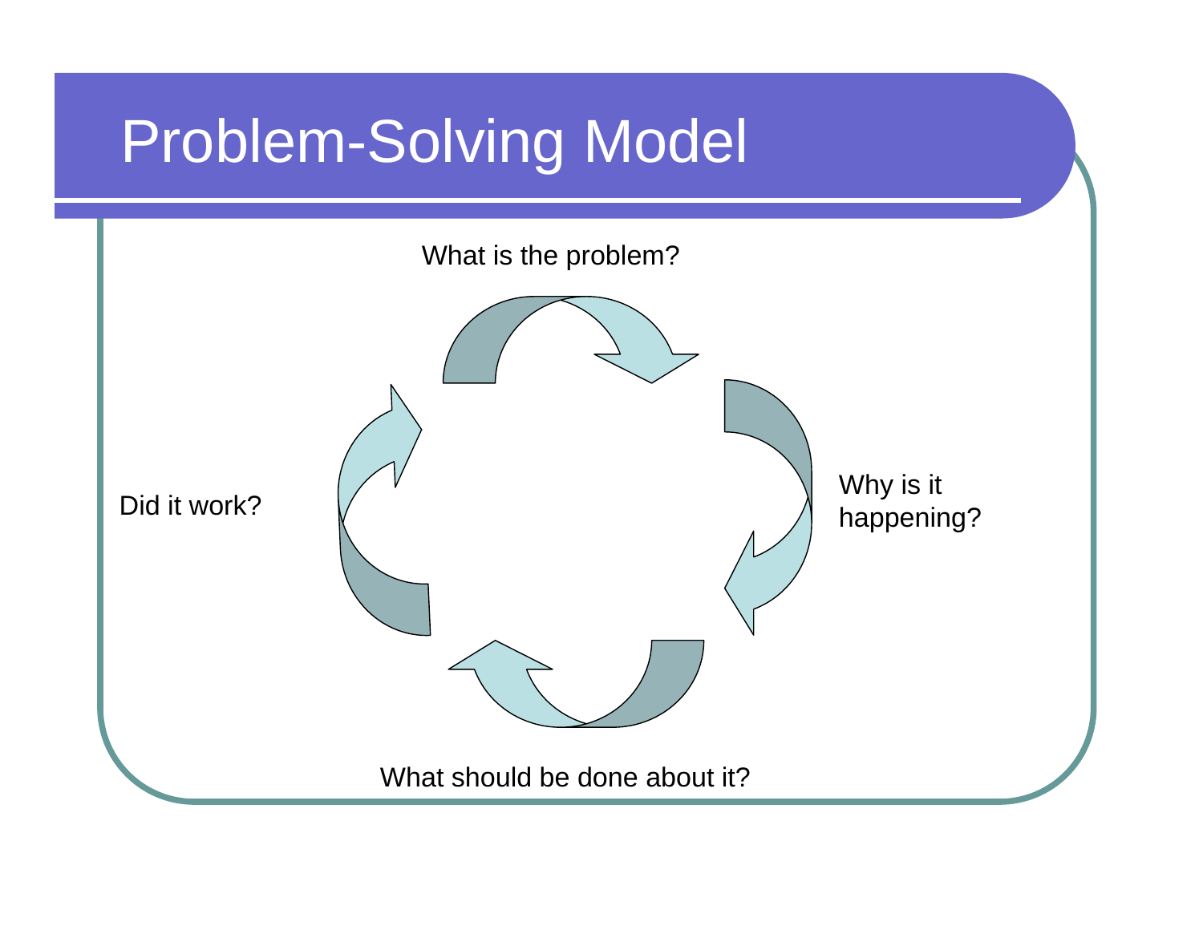# Problem-Solving Model

What is the problem?

Why is it happening?

What should be done about it?

Did it work?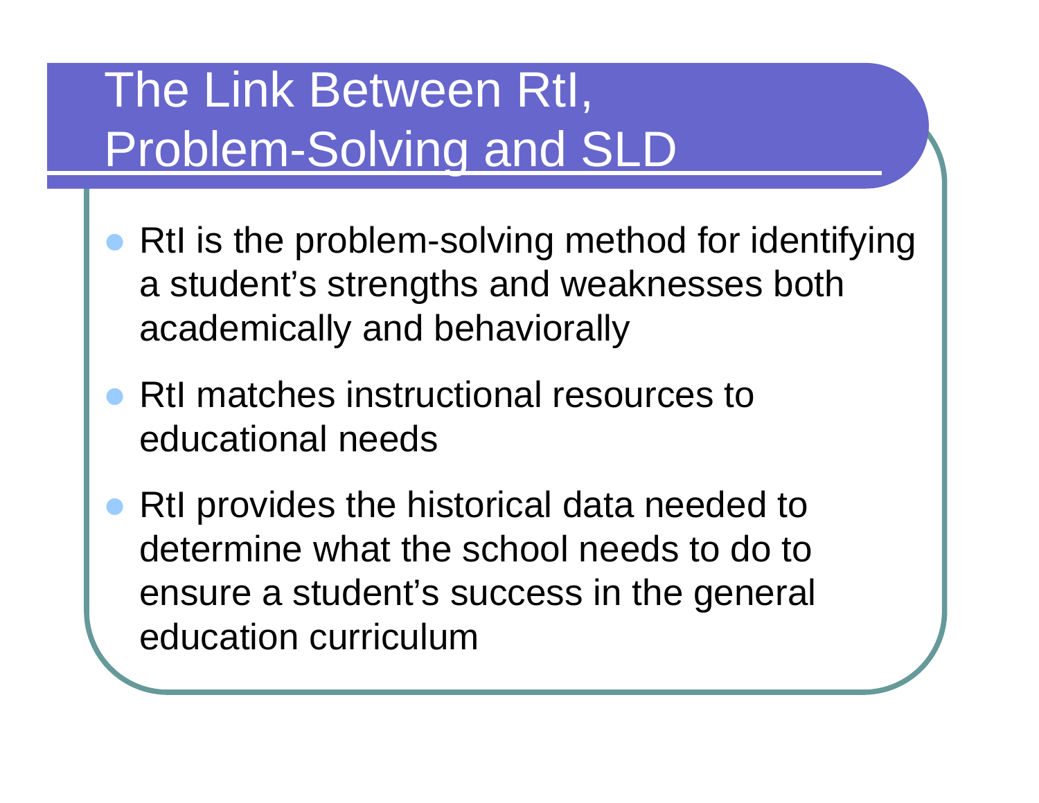# The Link Between RtI, Problem-Solving and SLD

- RtI is the problem-solving method for identifying a student’s strengths and weaknesses both academically and behaviorally
- RtI matches instructional resources to educational needs
- RtI provides the historical data needed to determine what the school needs to do to ensure a student’s success in the general education curriculum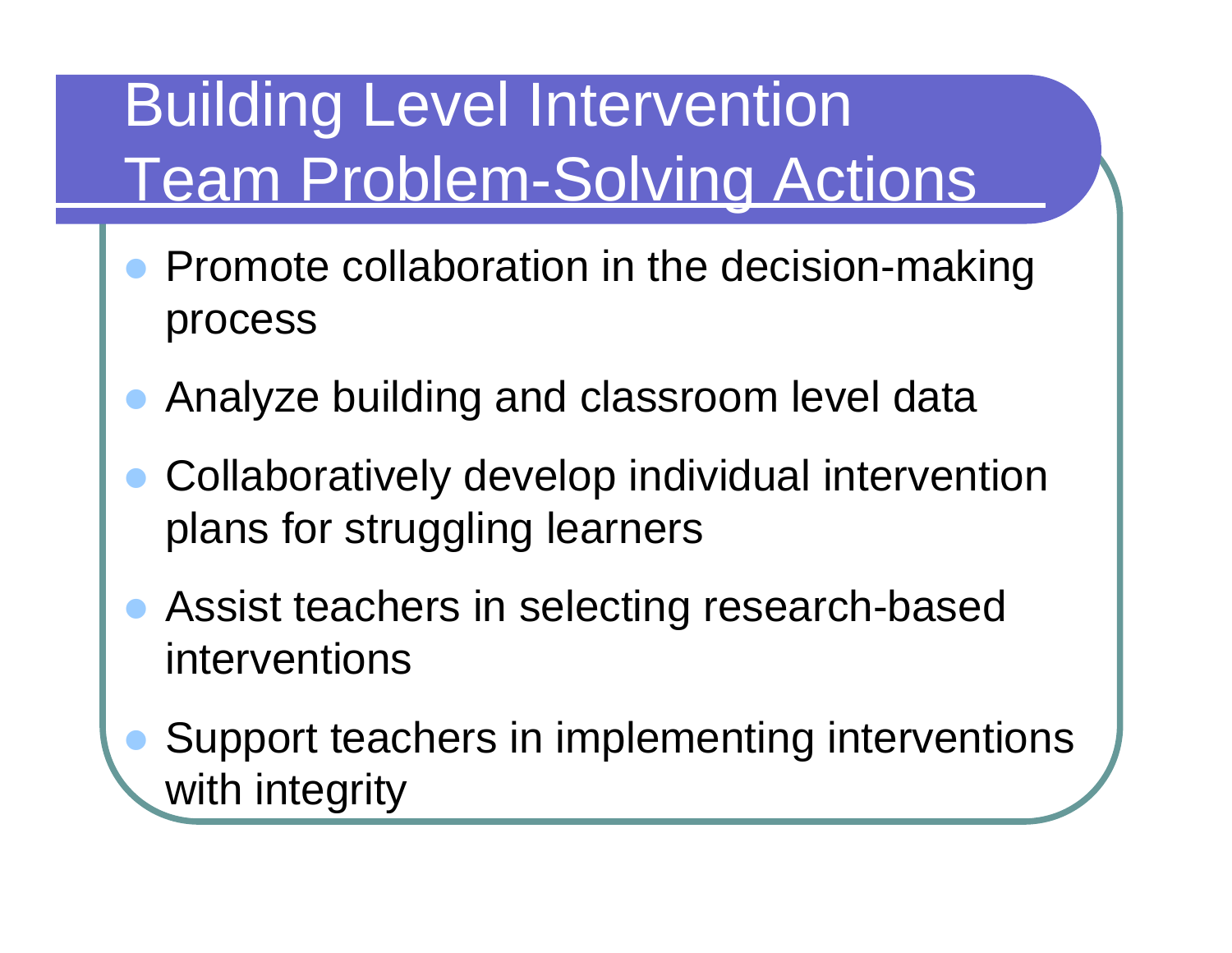# Building Level Intervention Team Problem-Solving Actions

- Promote collaboration in the decision-making process
- Analyze building and classroom level data
- Collaboratively develop individual intervention plans for struggling learners
- Assist teachers in selecting research-based interventions
- Support teachers in implementing interventions with integrity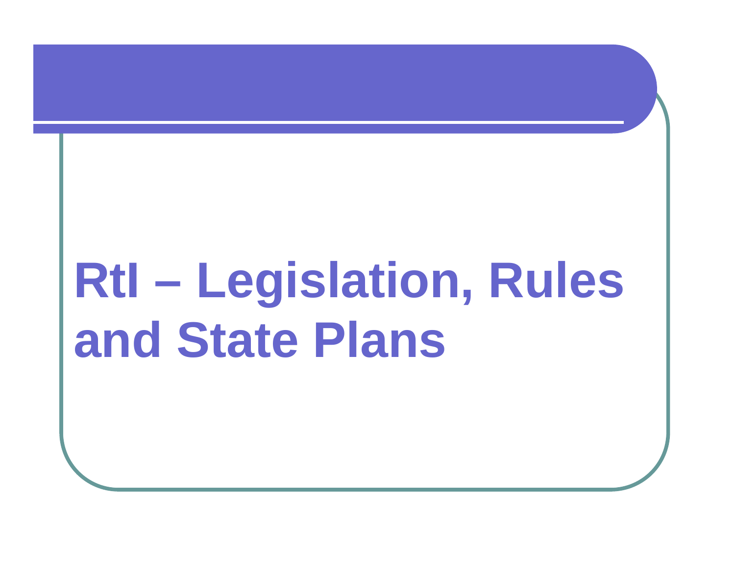# RtI – Legislation, Rules and State Plans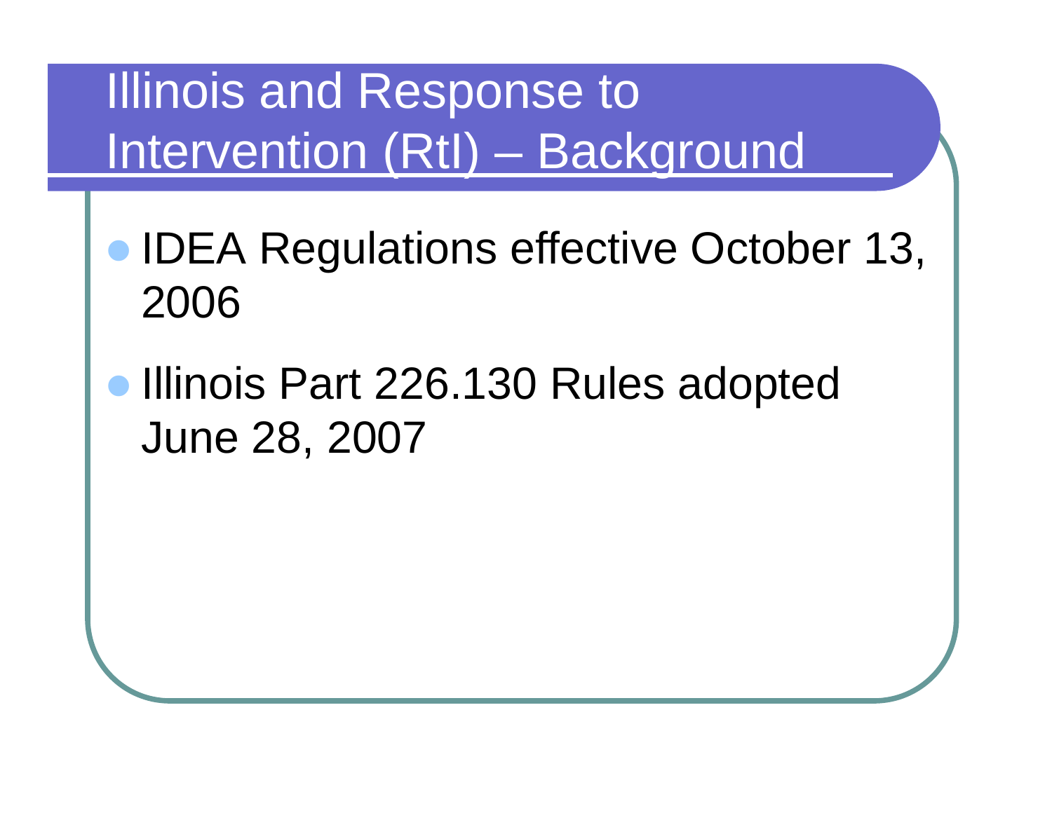# Illinois and Response to Intervention (RtI) – Background

- IDEA Regulations effective October 13, 2006
- Illinois Part 226.130 Rules adopted June 28, 2007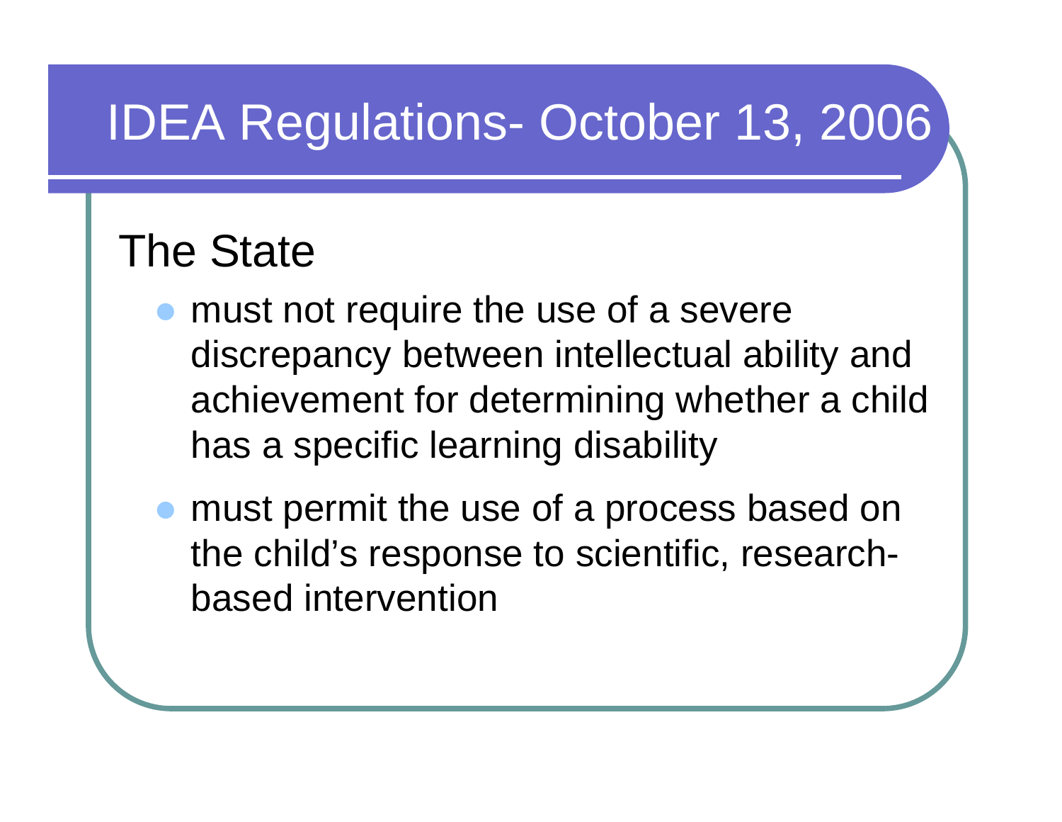# IDEA Regulations- October 13, 2006

The State

- must not require the use of a severe discrepancy between intellectual ability and achievement for determining whether a child has a specific learning disability
- must permit the use of a process based on the child's response to scientific, research-based intervention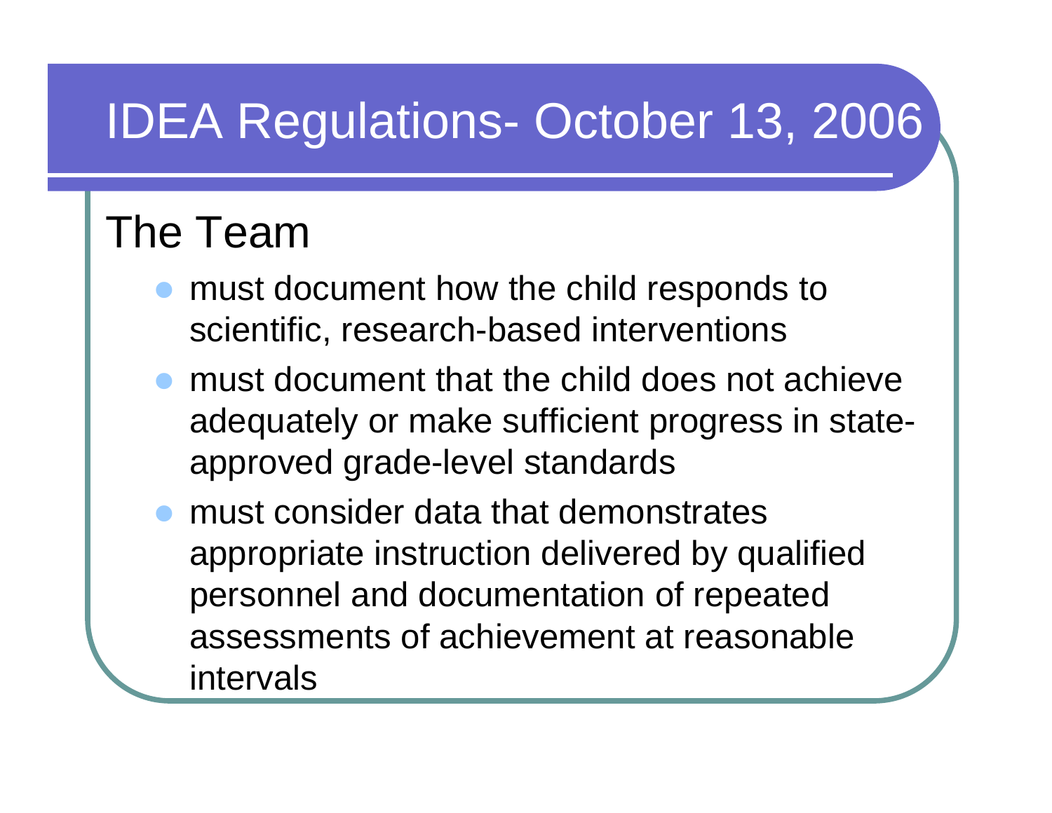# IDEA Regulations- October 13, 2006

## The Team

- must document how the child responds to scientific, research-based interventions
- must document that the child does not achieve adequately or make sufficient progress in state-approved grade-level standards
- must consider data that demonstrates appropriate instruction delivered by qualified personnel and documentation of repeated assessments of achievement at reasonable intervals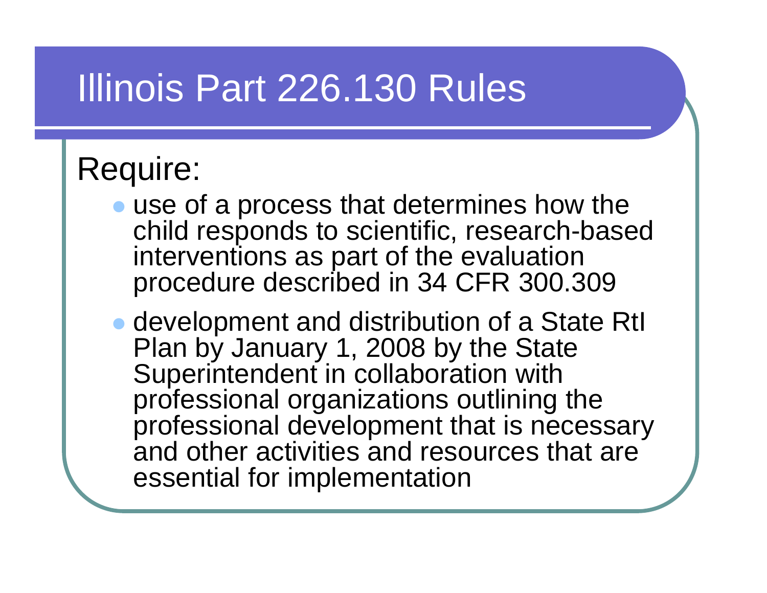# Illinois Part 226.130 Rules

Require:

- use of a process that determines how the child responds to scientific, research-based interventions as part of the evaluation procedure described in 34 CFR 300.309
- development and distribution of a State RtI Plan by January 1, 2008 by the State Superintendent in collaboration with professional organizations outlining the professional development that is necessary and other activities and resources that are essential for implementation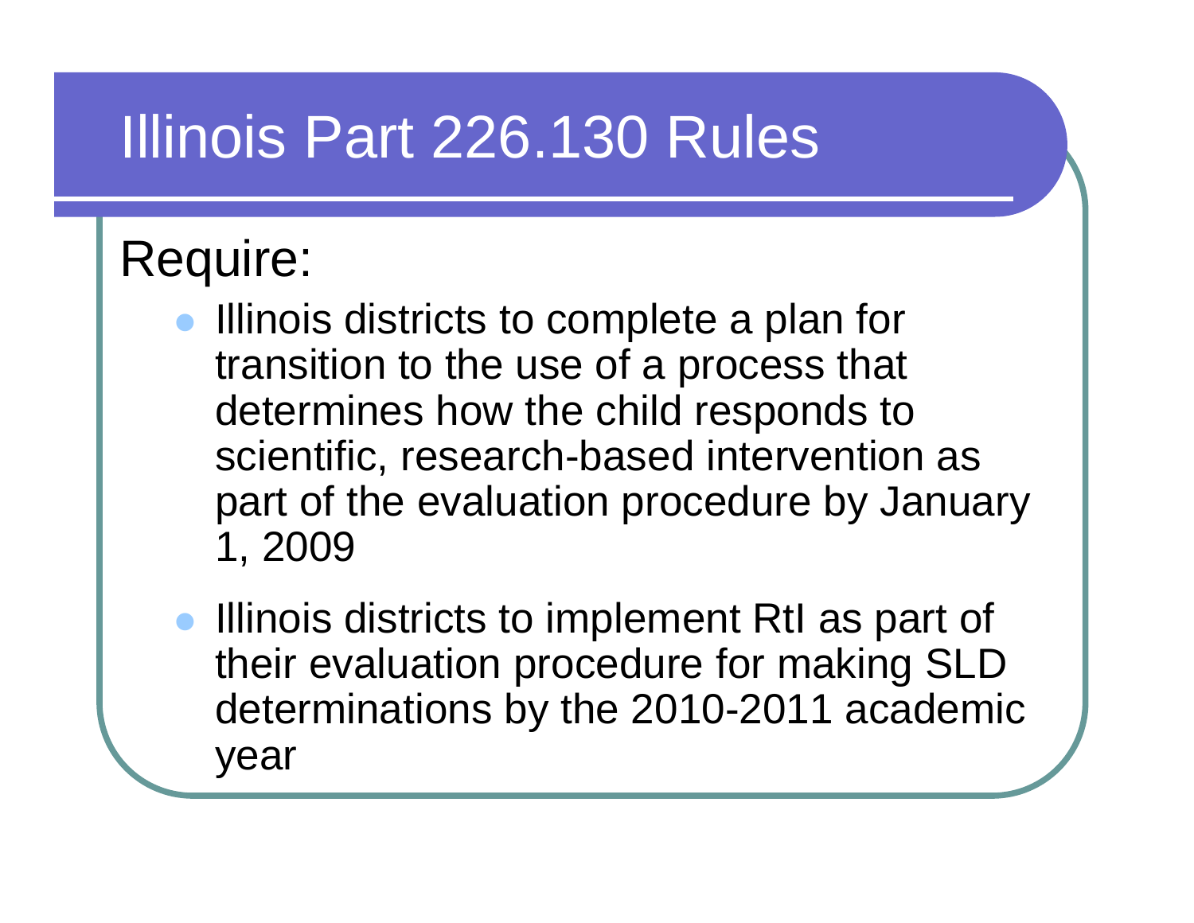# Illinois Part 226.130 Rules

Require:

- Illinois districts to complete a plan for transition to the use of a process that determines how the child responds to scientific, research-based intervention as part of the evaluation procedure by January 1, 2009
- Illinois districts to implement RtI as part of their evaluation procedure for making SLD determinations by the 2010-2011 academic year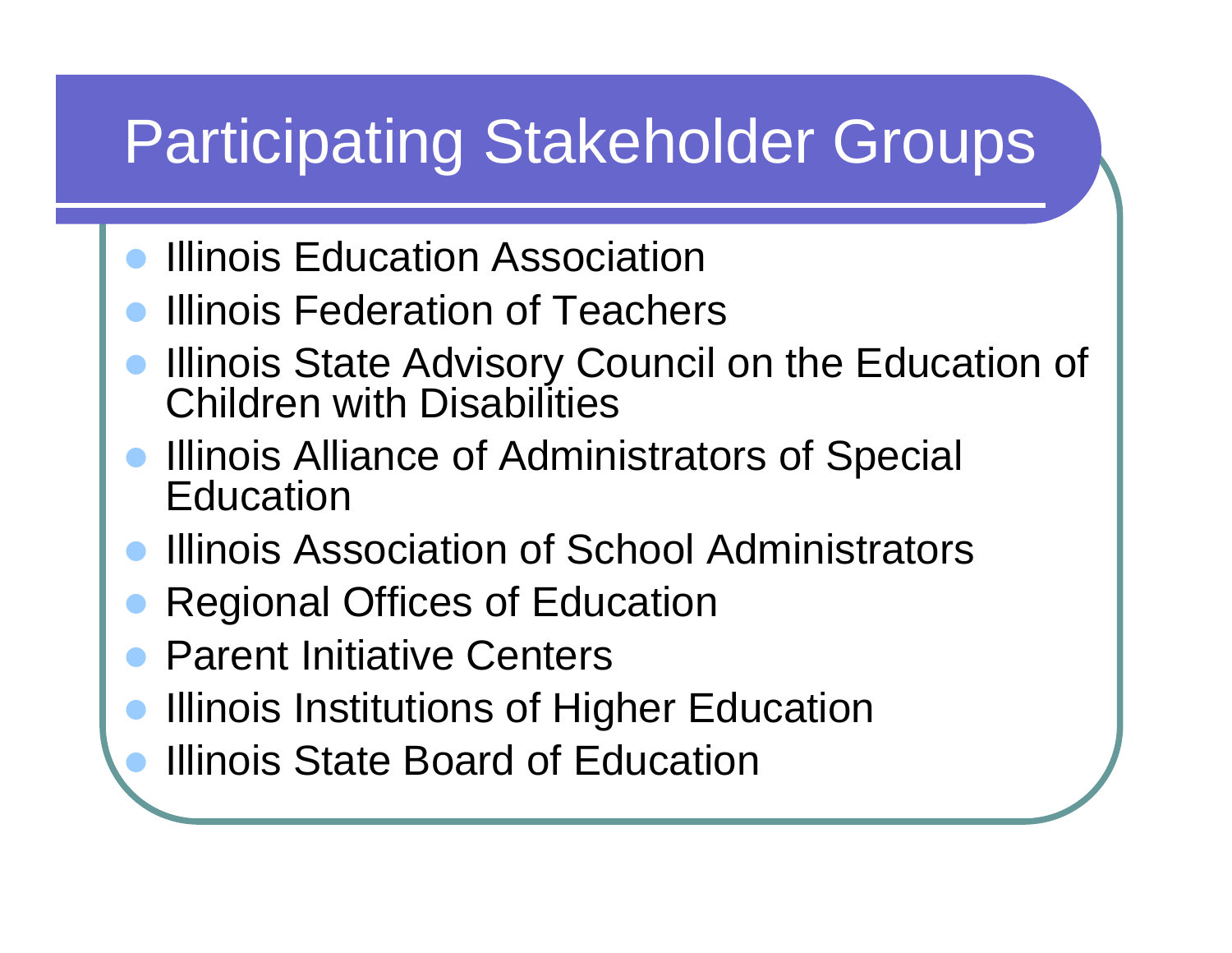# Participating Stakeholder Groups

- Illinois Education Association
- Illinois Federation of Teachers
- Illinois State Advisory Council on the Education of Children with Disabilities
- Illinois Alliance of Administrators of Special Education
- Illinois Association of School Administrators
- Regional Offices of Education
- Parent Initiative Centers
- Illinois Institutions of Higher Education
- Illinois State Board of Education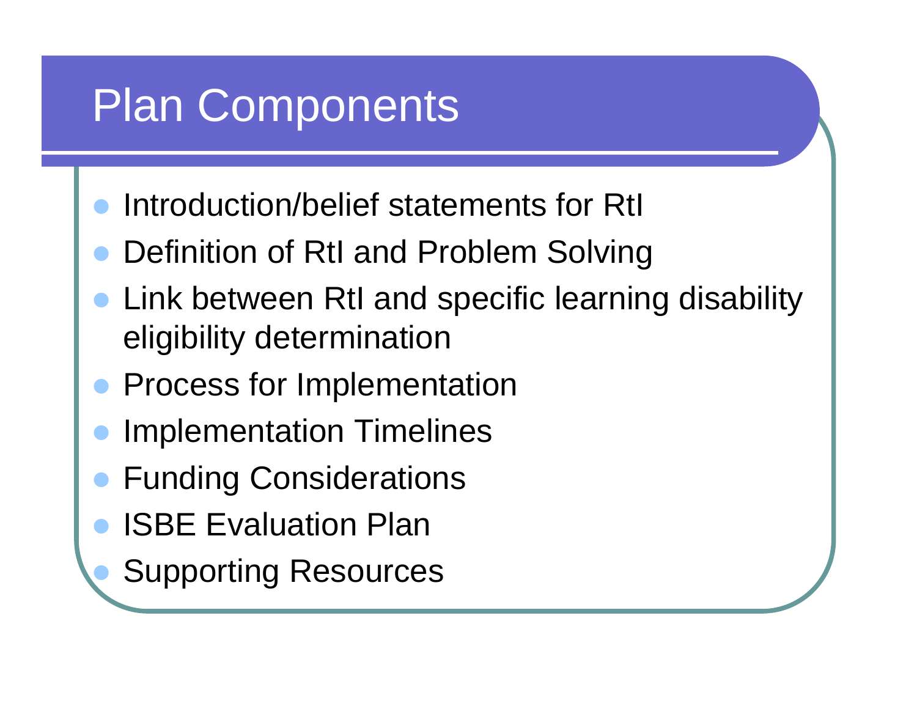# Plan Components

- Introduction/belief statements for RtI
- Definition of RtI and Problem Solving
- Link between RtI and specific learning disability eligibility determination
- Process for Implementation
- Implementation Timelines
- Funding Considerations
- ISBE Evaluation Plan
- Supporting Resources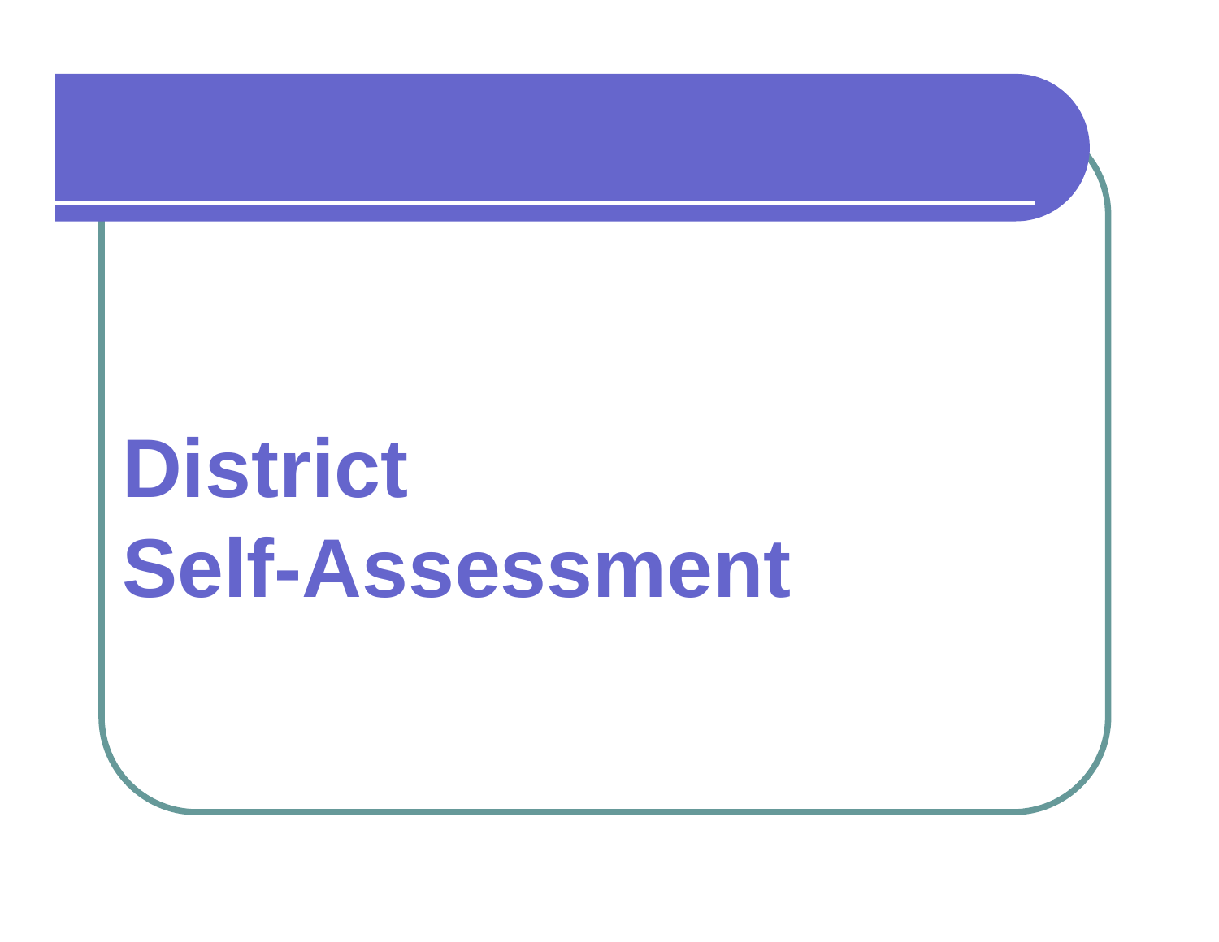# District Self-Assessment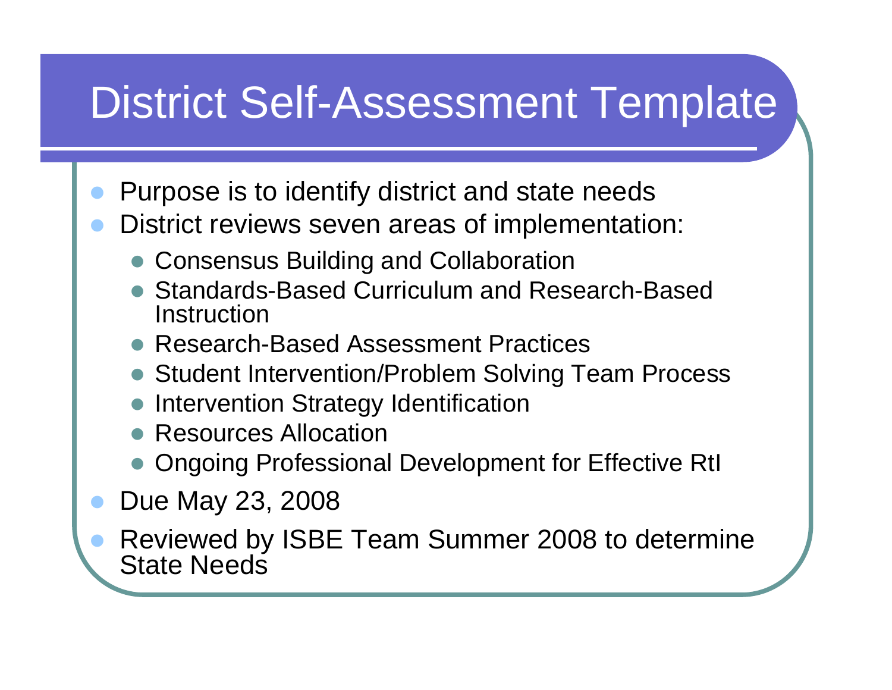# District Self-Assessment Template

- Purpose is to identify district and state needs
- District reviews seven areas of implementation:
  - Consensus Building and Collaboration
  - Standards-Based Curriculum and Research-Based Instruction
  - Research-Based Assessment Practices
  - Student Intervention/Problem Solving Team Process
  - Intervention Strategy Identification
  - Resources Allocation
  - Ongoing Professional Development for Effective RtI
- Due May 23, 2008
- Reviewed by ISBE Team Summer 2008 to determine State Needs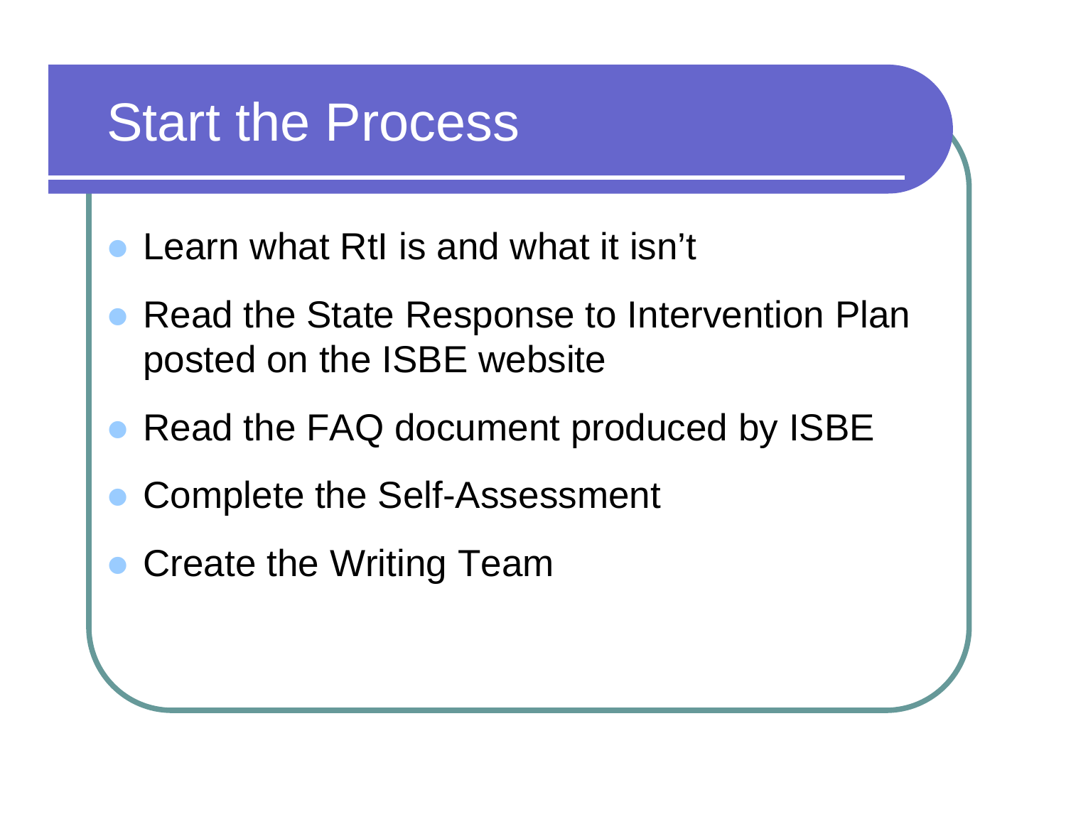# Start the Process

- Learn what RtI is and what it isn't
- Read the State Response to Intervention Plan posted on the ISBE website
- Read the FAQ document produced by ISBE
- Complete the Self-Assessment
- Create the Writing Team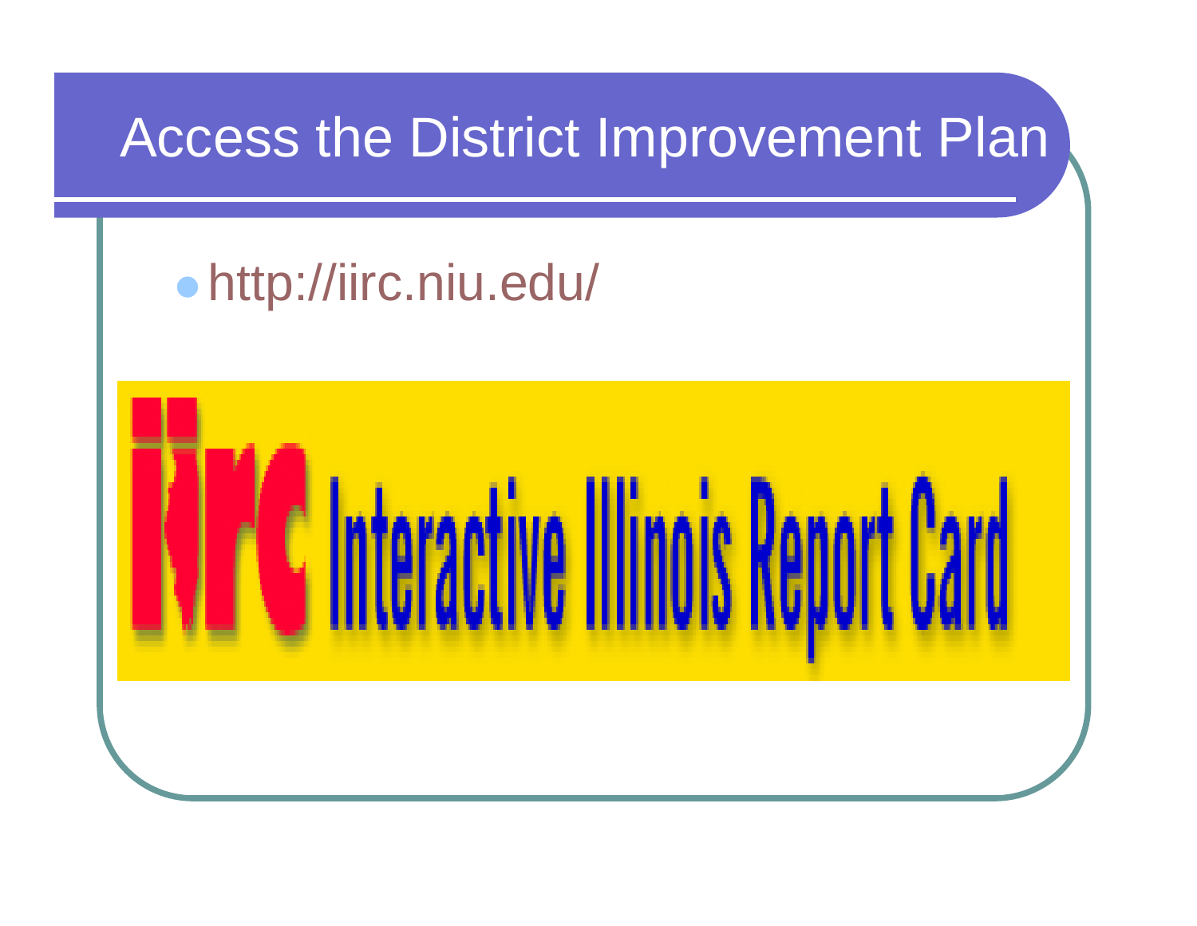# Access the District Improvement Plan

- http://iirc.niu.edu/

iirc Interactive Illinois Report Card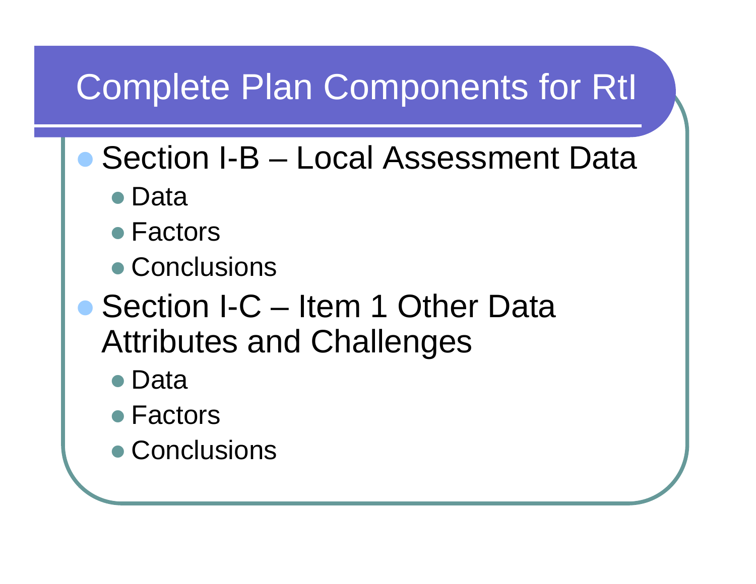# Complete Plan Components for RtI

- Section I-B – Local Assessment Data
  - Data
  - Factors
  - Conclusions
- Section I-C – Item 1 Other Data Attributes and Challenges
  - Data
  - Factors
  - Conclusions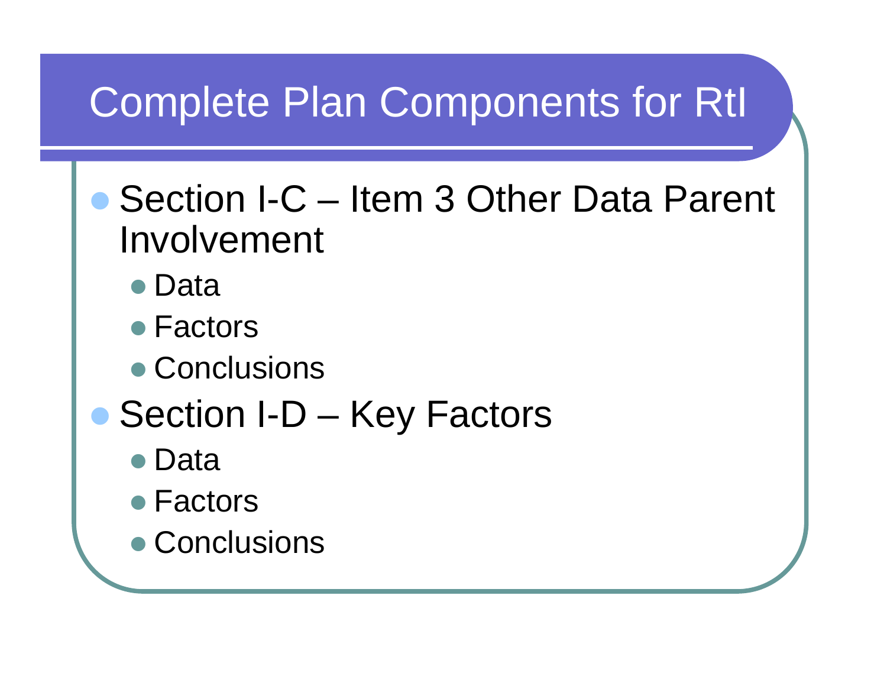# Complete Plan Components for RtI

- Section I-C – Item 3 Other Data Parent Involvement
  - Data
  - Factors
  - Conclusions
- Section I-D – Key Factors
  - Data
  - Factors
  - Conclusions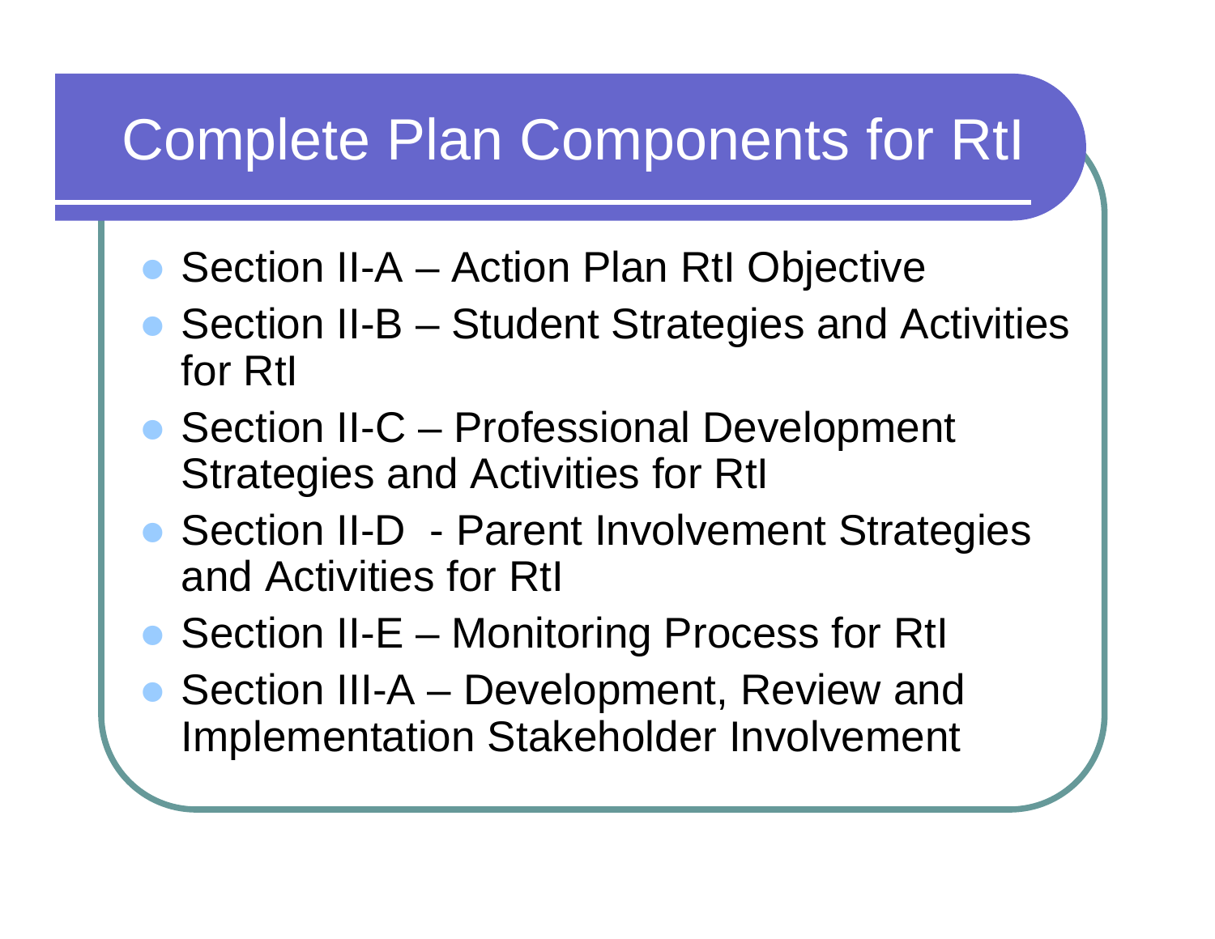# Complete Plan Components for RtI

- Section II-A – Action Plan RtI Objective
- Section II-B – Student Strategies and Activities for RtI
- Section II-C – Professional Development Strategies and Activities for RtI
- Section II-D - Parent Involvement Strategies and Activities for RtI
- Section II-E – Monitoring Process for RtI
- Section III-A – Development, Review and Implementation Stakeholder Involvement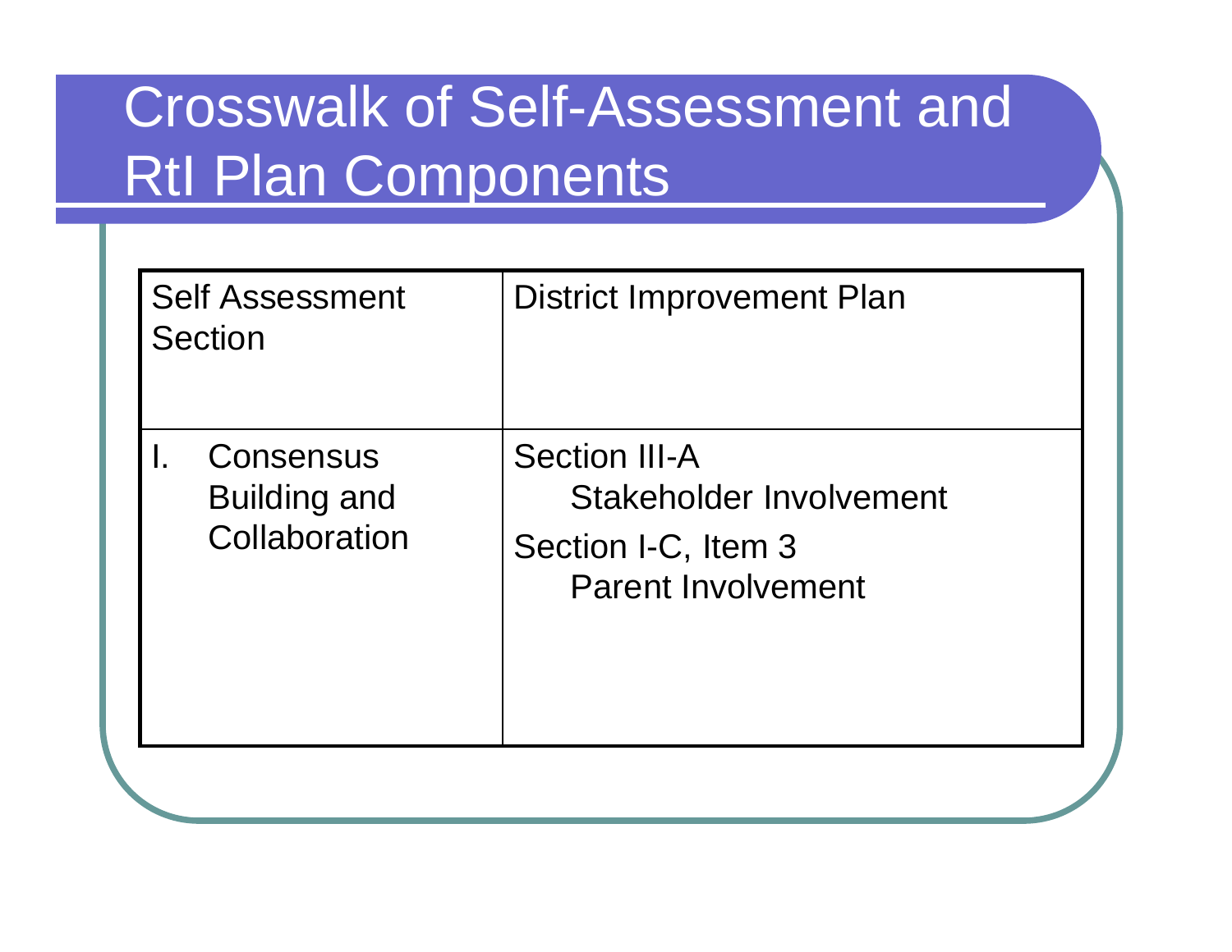# Crosswalk of Self-Assessment and RtI Plan Components

| Self Assessment Section | District Improvement Plan |
|---|---|
| I. Consensus Building and Collaboration | Section III-A<br>Stakeholder Involvement<br>Section I-C, Item 3<br>Parent Involvement |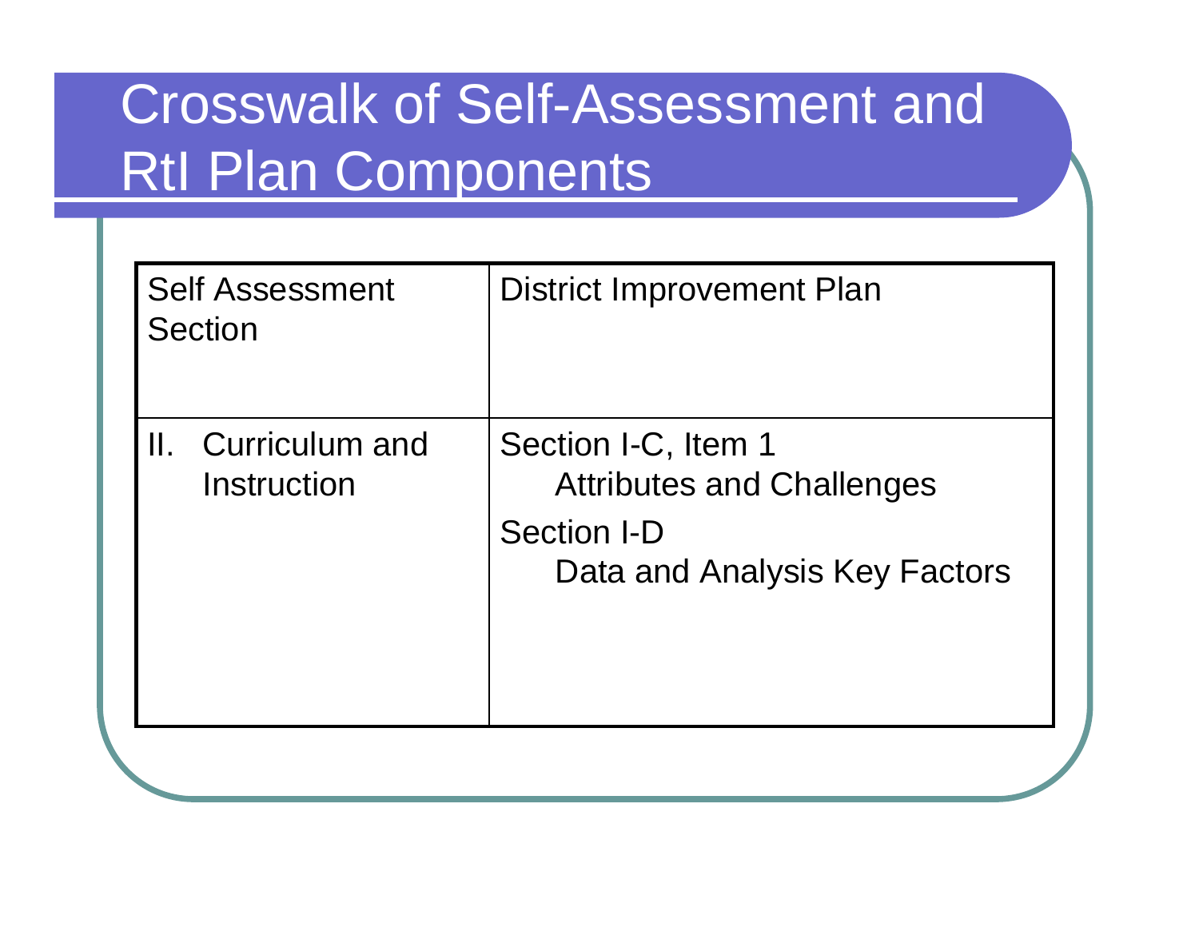# Crosswalk of Self-Assessment and RtI Plan Components

| Self Assessment Section | District Improvement Plan |
|---|---|
| II. Curriculum and Instruction | Section I-C, Item 1<br>Attributes and Challenges<br>Section I-D<br>Data and Analysis Key Factors |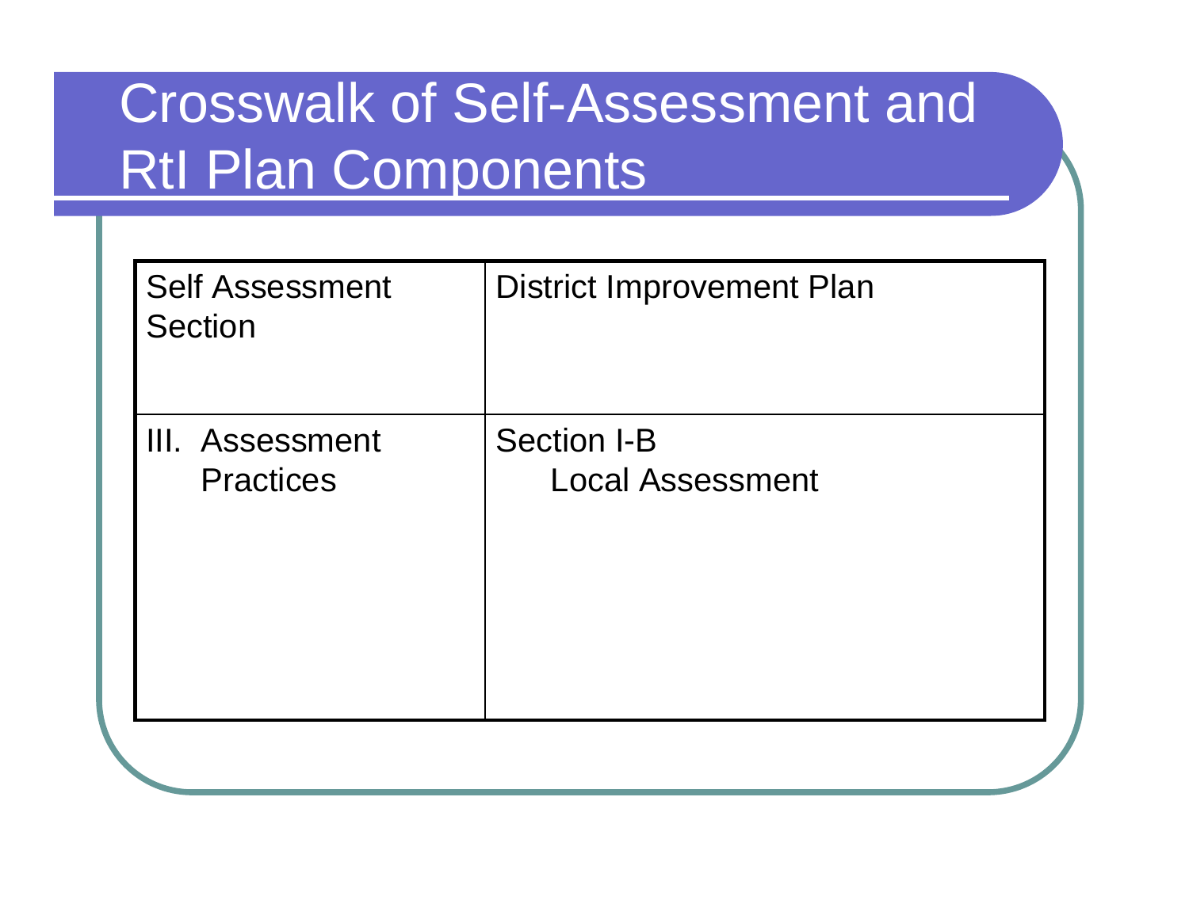# Crosswalk of Self-Assessment and RtI Plan Components

| Self Assessment Section | District Improvement Plan |
| --- | --- |
| III. Assessment Practices | Section I-B Local Assessment |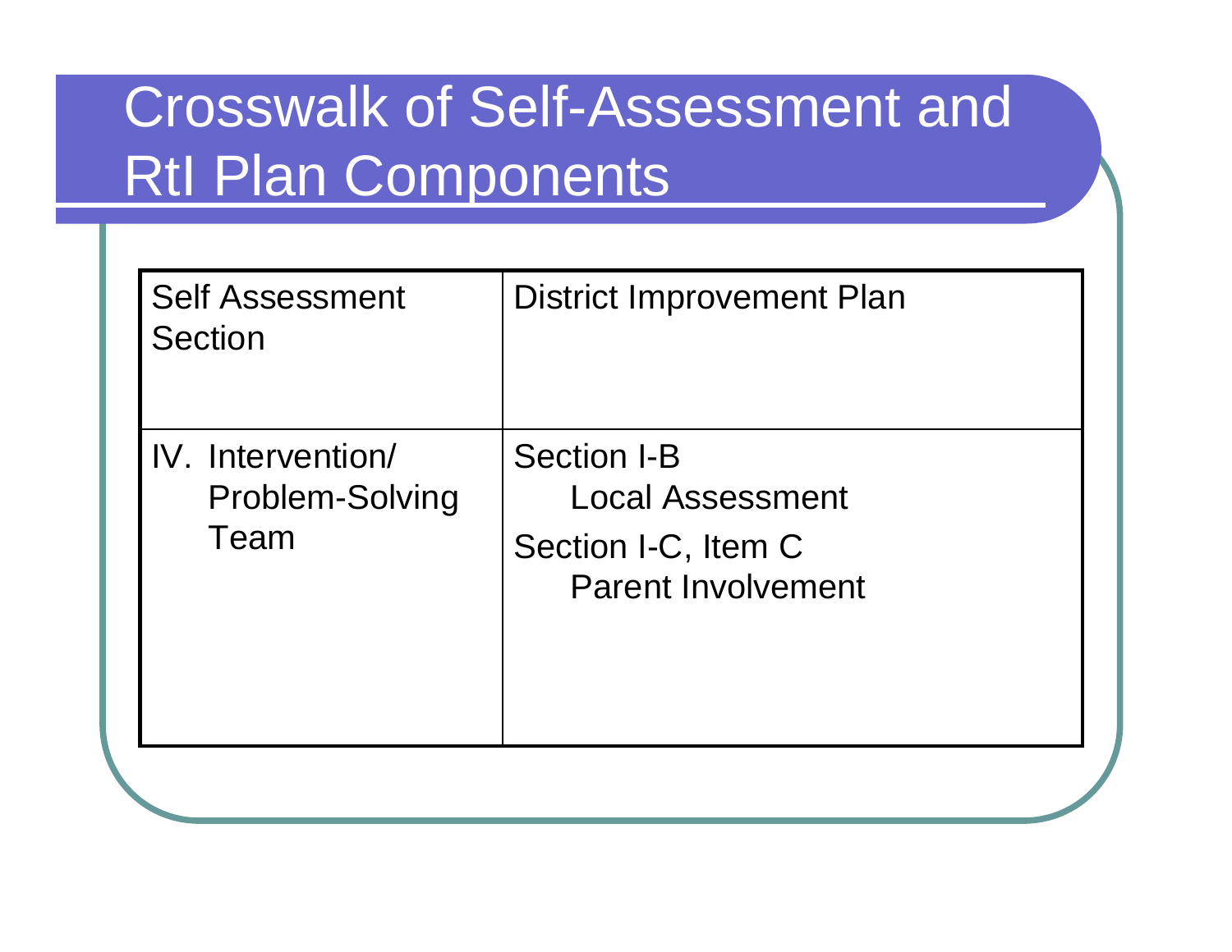# Crosswalk of Self-Assessment and RtI Plan Components

| Self Assessment Section | District Improvement Plan |
| --- | --- |
| IV. Intervention/ Problem-Solving Team | Section I-B<br>Local Assessment<br>Section I-C, Item C<br>Parent Involvement |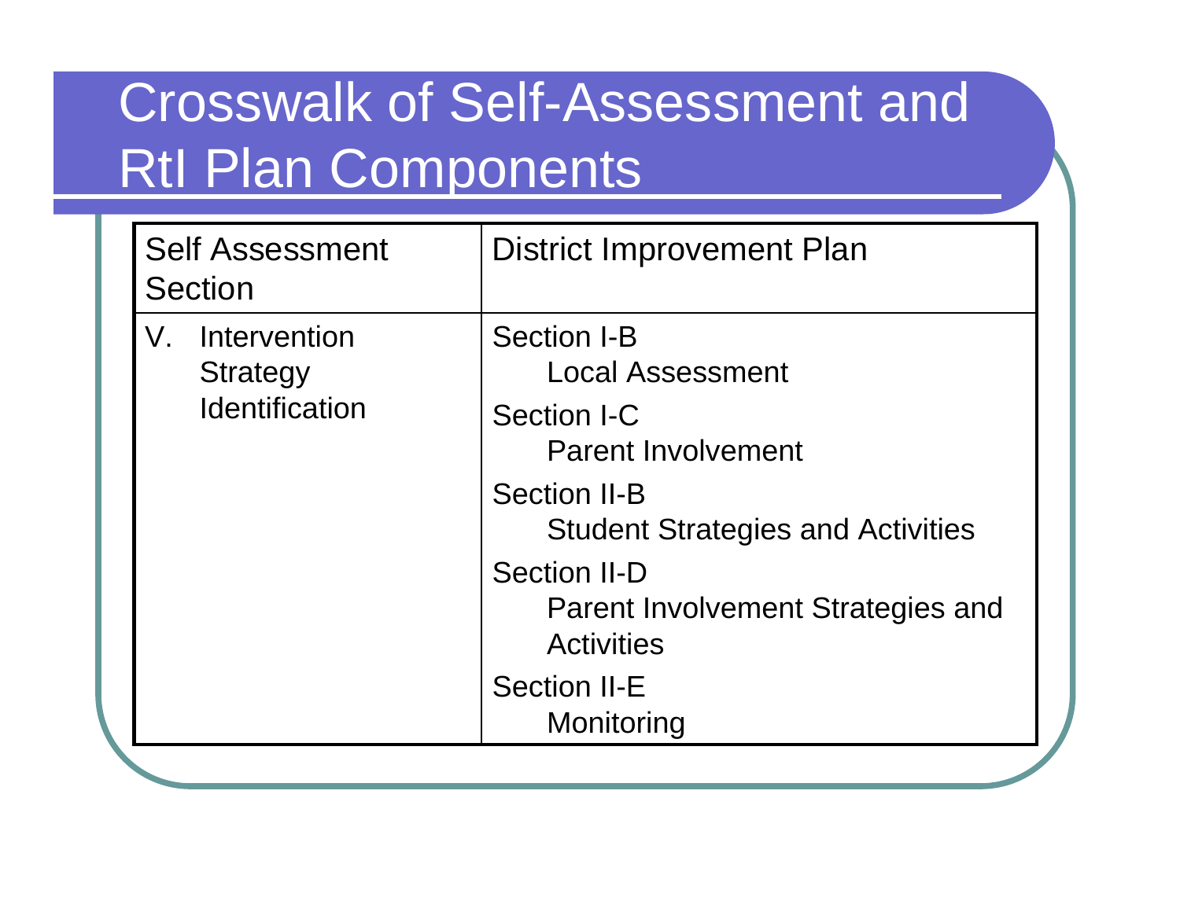# Crosswalk of Self-Assessment and RtI Plan Components

| Self Assessment Section | District Improvement Plan |
|---|---|
| V. Intervention Strategy Identification | Section I-B<br>Local Assessment<br>Section I-C<br>Parent Involvement<br>Section II-B<br>Student Strategies and Activities<br>Section II-D<br>Parent Involvement Strategies and Activities<br>Section II-E<br>Monitoring |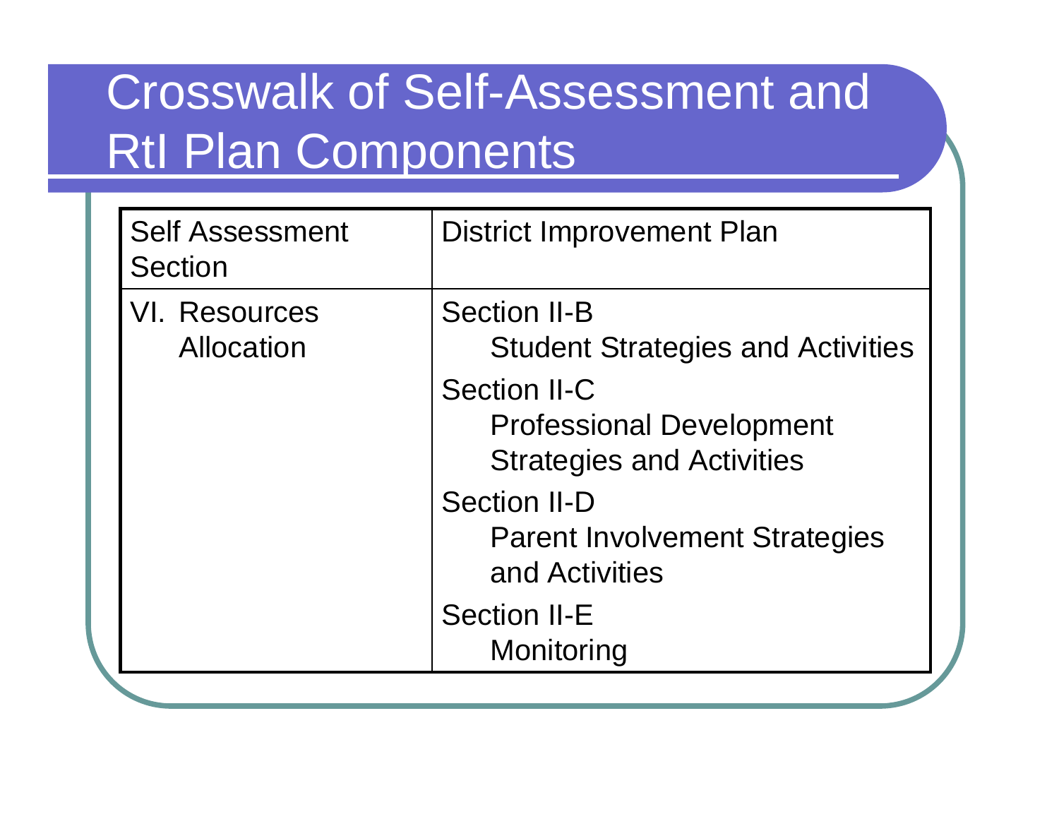# Crosswalk of Self-Assessment and RtI Plan Components

| Self Assessment Section | District Improvement Plan |
|---|---|
| VI. Resources Allocation | Section II-B Student Strategies and Activities<br>Section II-C Professional Development Strategies and Activities<br>Section II-D Parent Involvement Strategies and Activities<br>Section II-E Monitoring |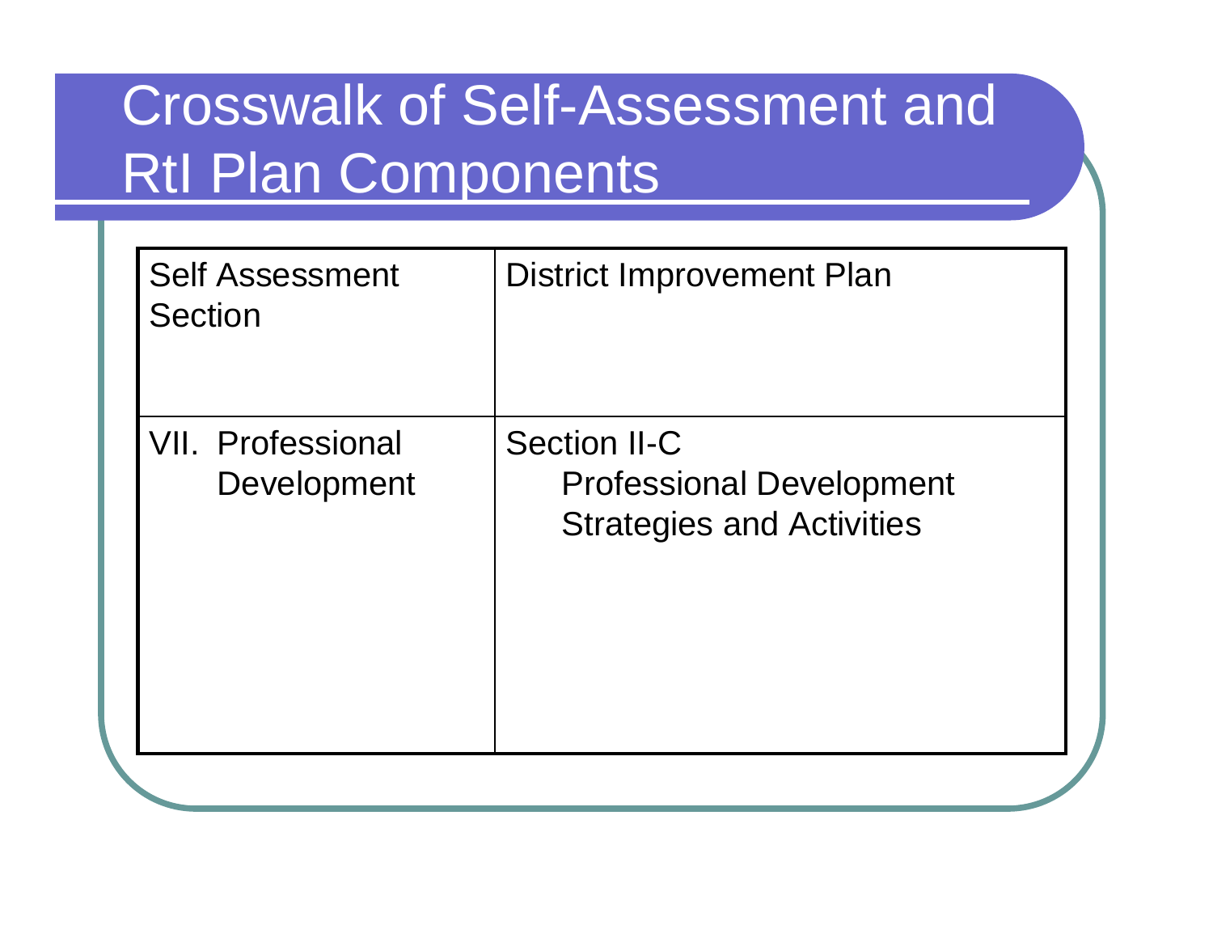# Crosswalk of Self-Assessment and RtI Plan Components

| Self Assessment Section | District Improvement Plan |
| --- | --- |
| VII. Professional Development | Section II-C Professional Development Strategies and Activities |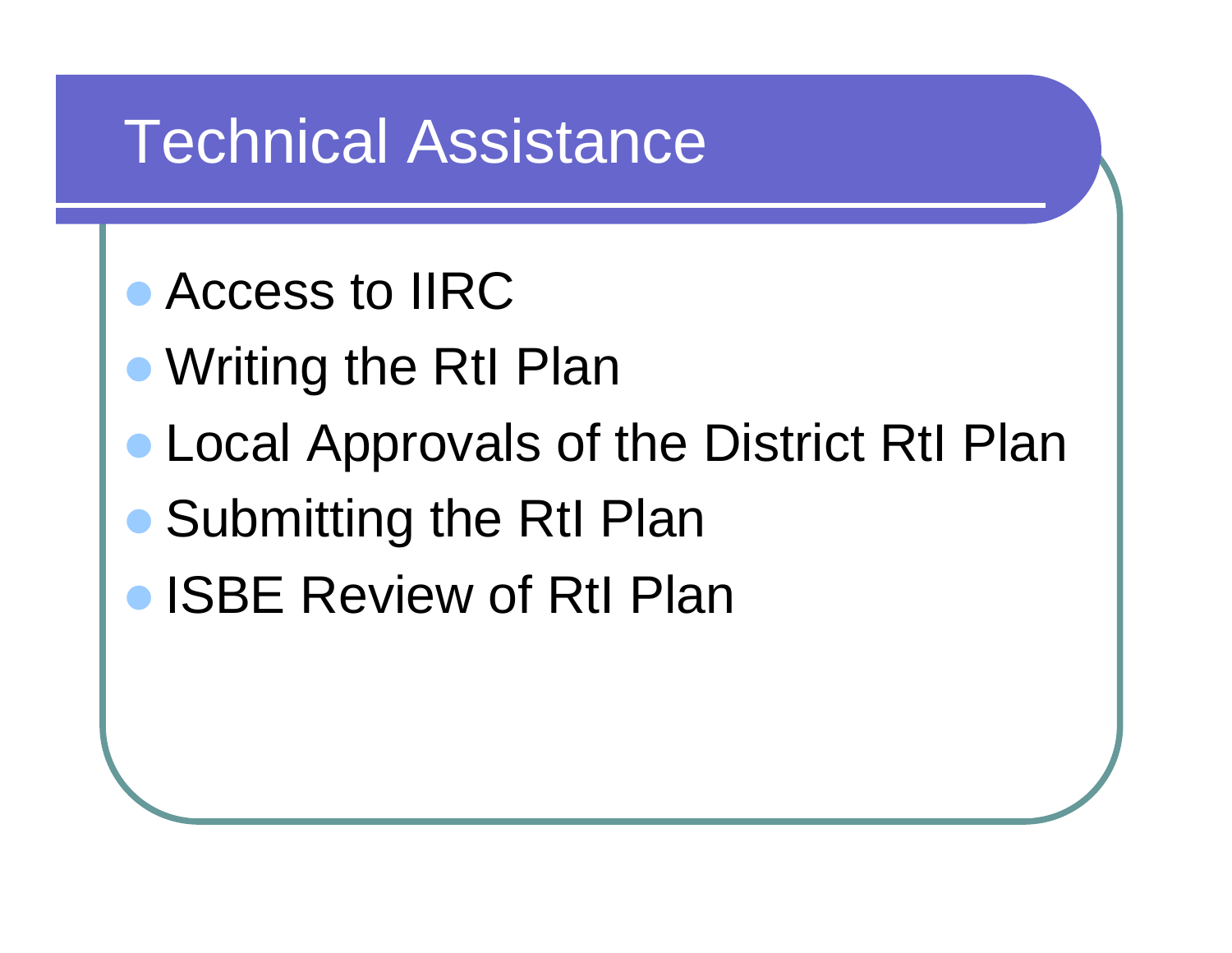# Technical Assistance

- Access to IIRC
- Writing the RtI Plan
- Local Approvals of the District RtI Plan
- Submitting the RtI Plan
- ISBE Review of RtI Plan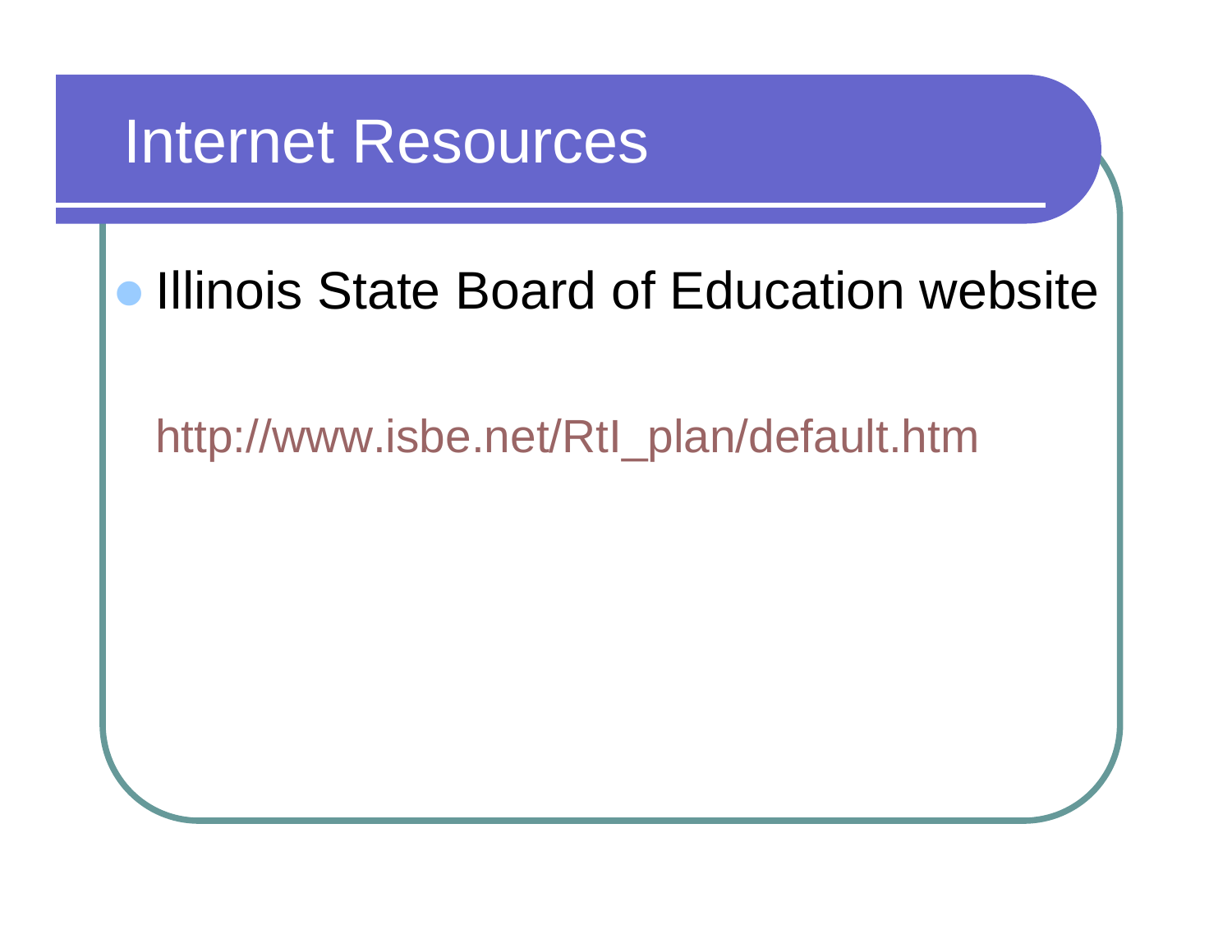# Internet Resources

- Illinois State Board of Education website

  http://www.isbe.net/RtI_plan/default.htm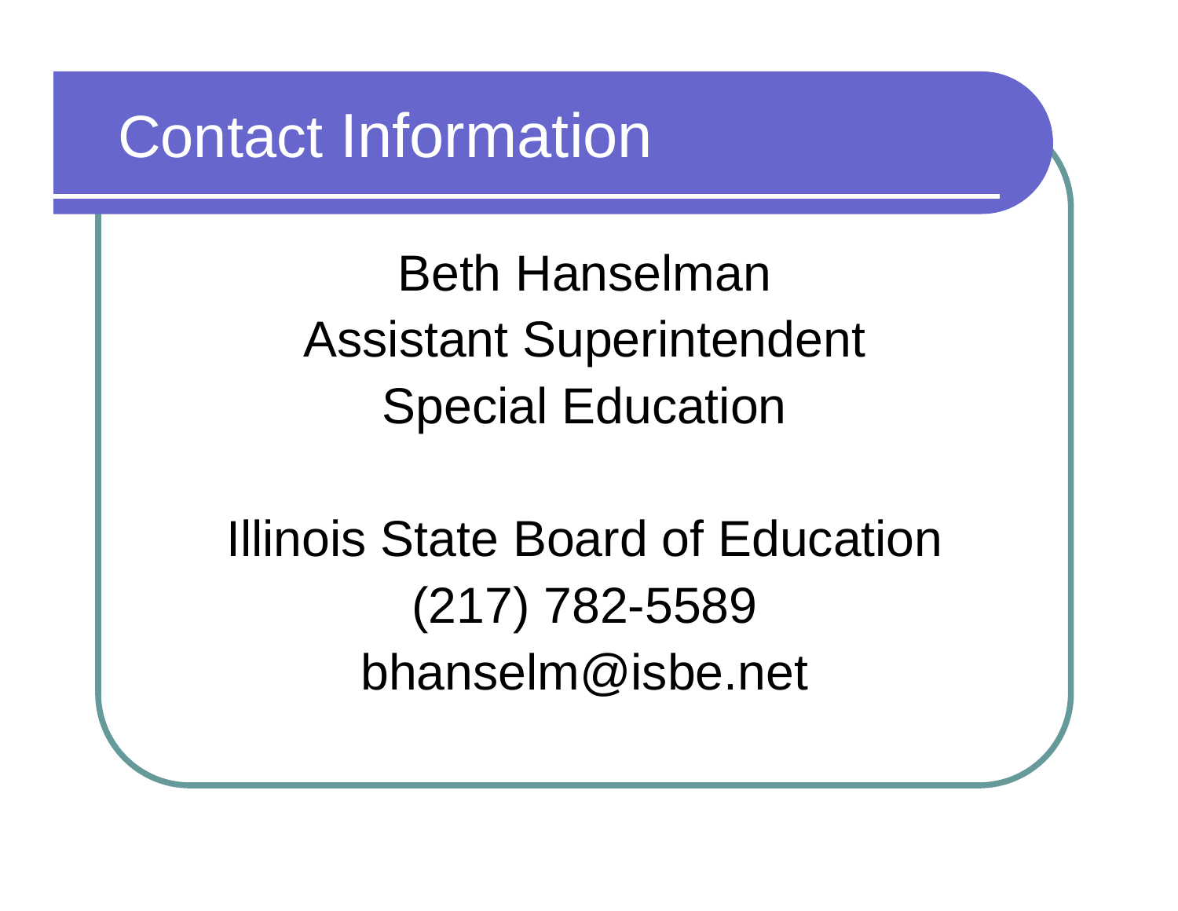# Contact Information

Beth Hanselman
Assistant Superintendent
Special Education

Illinois State Board of Education
(217) 782-5589
bhanselm@isbe.net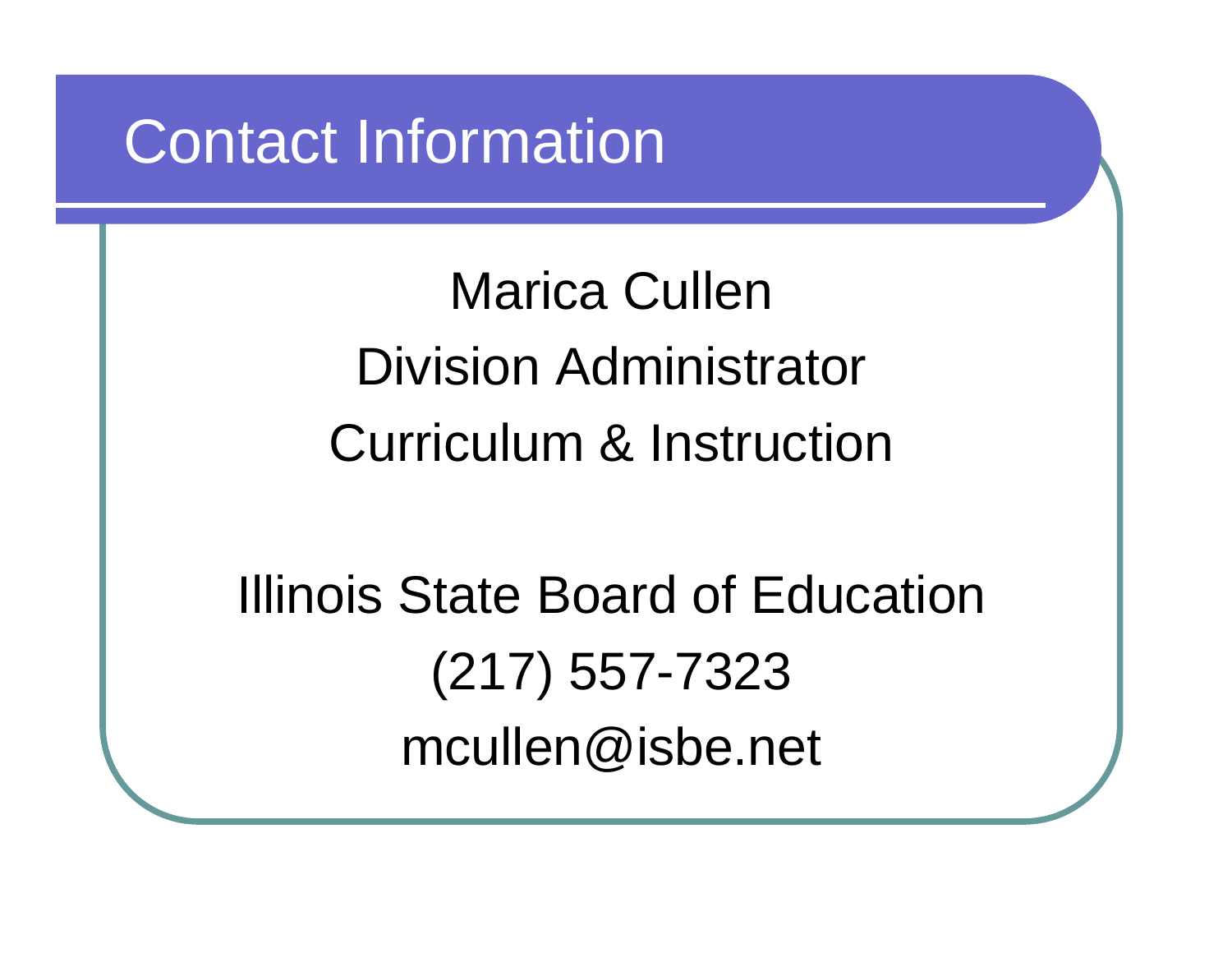# Contact Information

Marica Cullen

Division Administrator

Curriculum & Instruction

Illinois State Board of Education

(217) 557-7323

mcullen@isbe.net